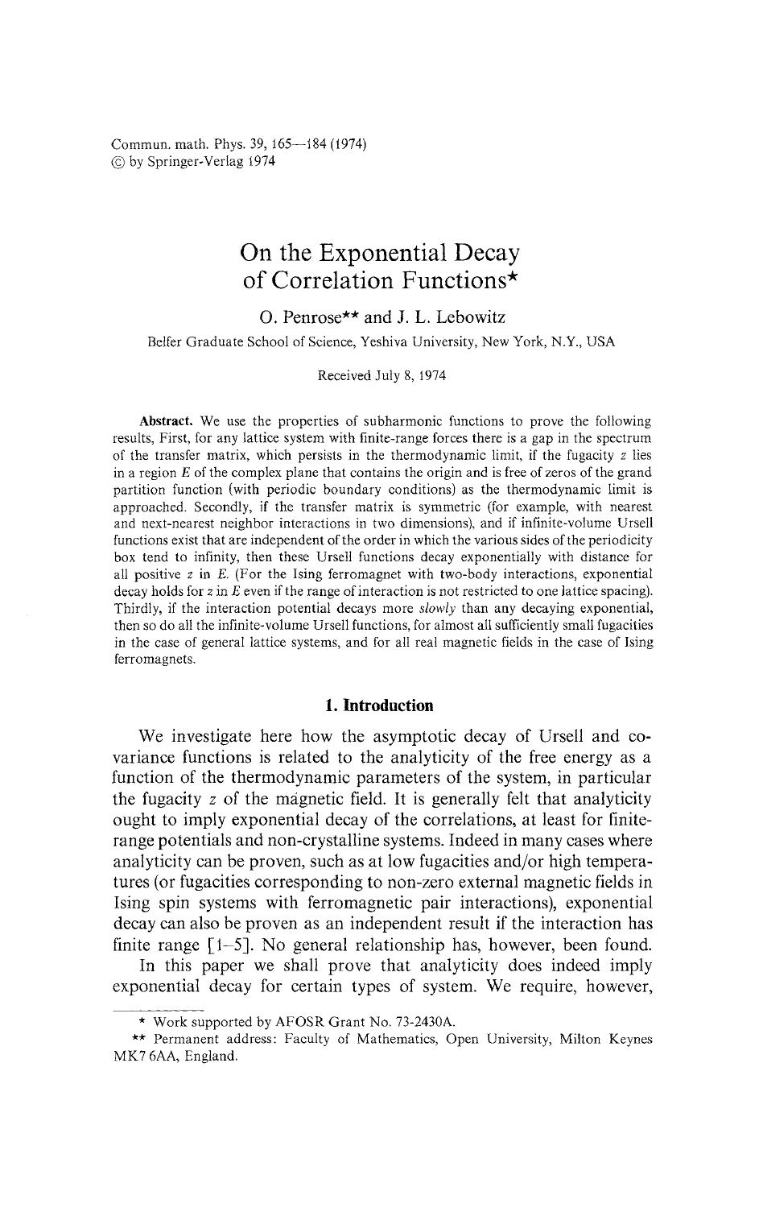Commun. math. Phys. 39, 165—184 (1974)
© by Springer-Verlag 1974

# On the Exponential Decay of Correlation Functions*

O. Penrose** and J. L. Lebowitz

Belfer Graduate School of Science, Yeshiva University, New York, N.Y., USA

Received July 8, 1974

**Abstract.** We use the properties of subharmonic functions to prove the following results, First, for any lattice system with finite-range forces there is a gap in the spectrum of the transfer matrix, which persists in the thermodynamic limit, if the fugacity $z$ lies in a region $E$ of the complex plane that contains the origin and is free of zeros of the grand partition function (with periodic boundary conditions) as the thermodynamic limit is approached. Secondly, if the transfer matrix is symmetric (for example, with nearest and next-nearest neighbor interactions in two dimensions), and if infinite-volume Ursell functions exist that are independent of the order in which the various sides of the periodicity box tend to infinity, then these Ursell functions decay exponentially with distance for all positive $z$ in $E$. (For the Ising ferromagnet with two-body interactions, exponential decay holds for $z$ in $E$ even if the range of interaction is not restricted to one lattice spacing). Thirdly, if the interaction potential decays more *slowly* than any decaying exponential, then so do all the infinite-volume Ursell functions, for almost all sufficiently small fugacities in the case of general lattice systems, and for all real magnetic fields in the case of Ising ferromagnets.

## 1. Introduction

We investigate here how the asymptotic decay of Ursell and covariance functions is related to the analyticity of the free energy as a function of the thermodynamic parameters of the system, in particular the fugacity $z$ of the magnetic field. It is generally felt that analyticity ought to imply exponential decay of the correlations, at least for finite-range potentials and non-crystalline systems. Indeed in many cases where analyticity can be proven, such as at low fugacities and/or high temperatures (or fugacities corresponding to non-zero external magnetic fields in Ising spin systems with ferromagnetic pair interactions), exponential decay can also be proven as an independent result if the interaction has finite range [1–5]. No general relationship has, however, been found.

In this paper we shall prove that analyticity does indeed imply exponential decay for certain types of system. We require, however,

---

* Work supported by AFOSR Grant No. 73-2430A.

** Permanent address: Faculty of Mathematics, Open University, Milton Keynes MK7 6AA, England.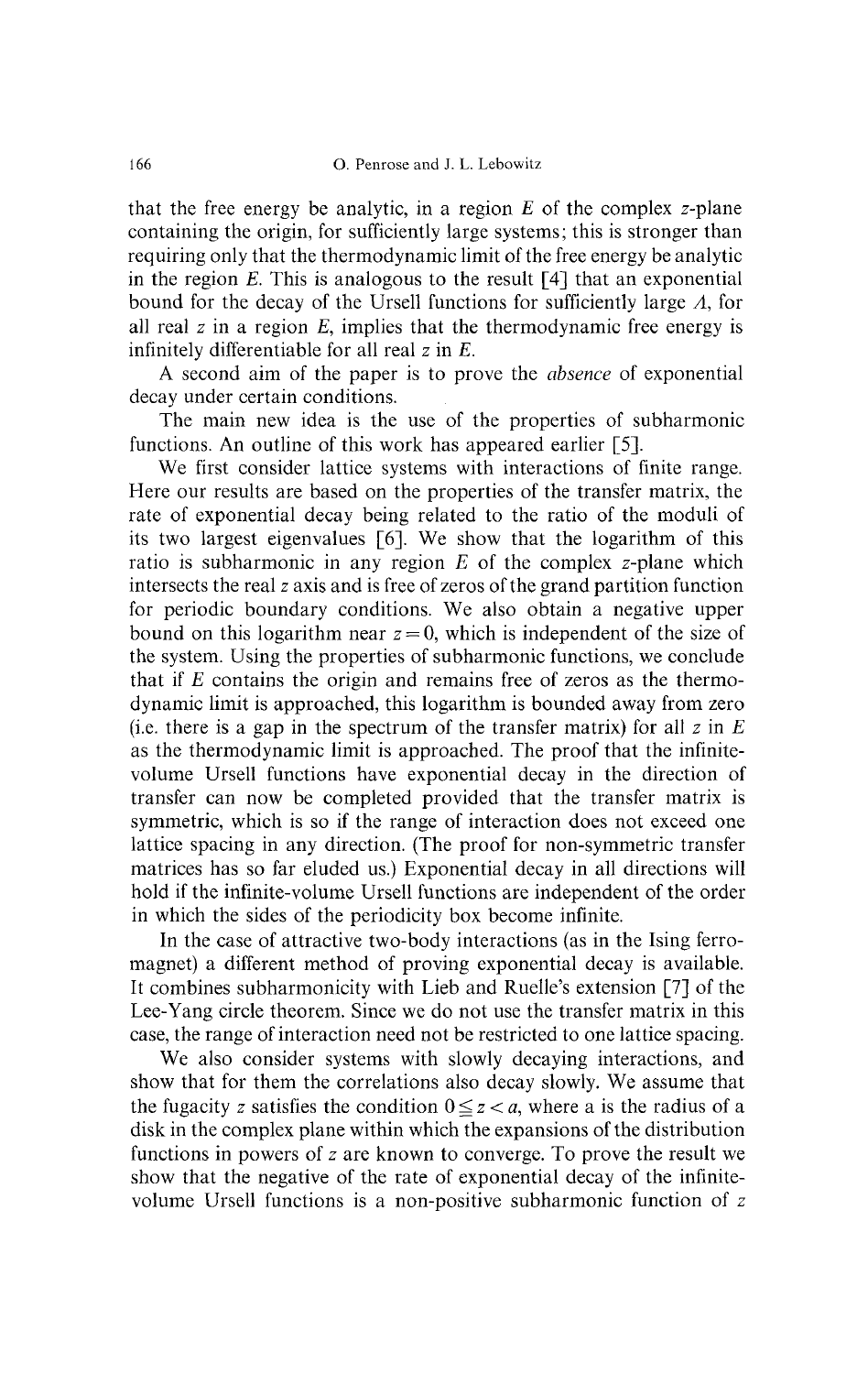that the free energy be analytic, in a region $E$ of the complex $z$-plane containing the origin, for sufficiently large systems; this is stronger than requiring only that the thermodynamic limit of the free energy be analytic in the region $E$. This is analogous to the result [4] that an exponential bound for the decay of the Ursell functions for sufficiently large $\Lambda$, for all real $z$ in a region $E$, implies that the thermodynamic free energy is infinitely differentiable for all real $z$ in $E$.

A second aim of the paper is to prove the *absence* of exponential decay under certain conditions.

The main new idea is the use of the properties of subharmonic functions. An outline of this work has appeared earlier [5].

We first consider lattice systems with interactions of finite range. Here our results are based on the properties of the transfer matrix, the rate of exponential decay being related to the ratio of the moduli of its two largest eigenvalues [6]. We show that the logarithm of this ratio is subharmonic in any region $E$ of the complex $z$-plane which intersects the real $z$ axis and is free of zeros of the grand partition function for periodic boundary conditions. We also obtain a negative upper bound on this logarithm near $z=0$, which is independent of the size of the system. Using the properties of subharmonic functions, we conclude that if $E$ contains the origin and remains free of zeros as the thermodynamic limit is approached, this logarithm is bounded away from zero (i.e. there is a gap in the spectrum of the transfer matrix) for all $z$ in $E$ as the thermodynamic limit is approached. The proof that the infinite-volume Ursell functions have exponential decay in the direction of transfer can now be completed provided that the transfer matrix is symmetric, which is so if the range of interaction does not exceed one lattice spacing in any direction. (The proof for non-symmetric transfer matrices has so far eluded us.) Exponential decay in all directions will hold if the infinite-volume Ursell functions are independent of the order in which the sides of the periodicity box become infinite.

In the case of attractive two-body interactions (as in the Ising ferromagnet) a different method of proving exponential decay is available. It combines subharmonicity with Lieb and Ruelle's extension [7] of the Lee-Yang circle theorem. Since we do not use the transfer matrix in this case, the range of interaction need not be restricted to one lattice spacing.

We also consider systems with slowly decaying interactions, and show that for them the correlations also decay slowly. We assume that the fugacity $z$ satisfies the condition $0 \leq z < a$, where a is the radius of a disk in the complex plane within which the expansions of the distribution functions in powers of $z$ are known to converge. To prove the result we show that the negative of the rate of exponential decay of the infinite-volume Ursell functions is a non-positive subharmonic function of $z$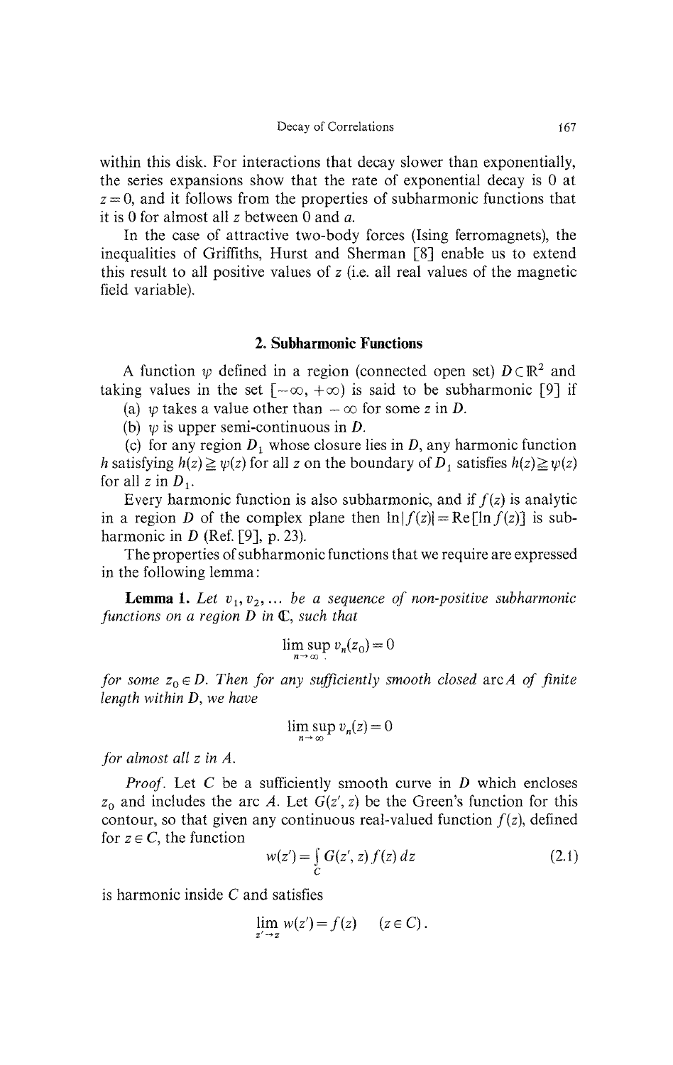within this disk. For interactions that decay slower than exponentially, the series expansions show that the rate of exponential decay is 0 at $z=0$, and it follows from the properties of subharmonic functions that it is 0 for almost all $z$ between 0 and $a$.

In the case of attractive two-body forces (Ising ferromagnets), the inequalities of Griffiths, Hurst and Sherman [8] enable us to extend this result to all positive values of $z$ (i.e. all real values of the magnetic field variable).

## 2. Subharmonic Functions

A function $\psi$ defined in a region (connected open set) $D \subset \mathbb{R}^2$ and taking values in the set $[-\infty, +\infty)$ is said to be subharmonic [9] if

(a) $\psi$ takes a value other than $-\infty$ for some $z$ in $D$.

(b) $\psi$ is upper semi-continuous in $D$.

(c) for any region $D_1$ whose closure lies in $D$, any harmonic function $h$ satisfying $h(z) \geqq \psi(z)$ for all $z$ on the boundary of $D_1$ satisfies $h(z) \geqq \psi(z)$ for all $z$ in $D_1$.

Every harmonic function is also subharmonic, and if $f(z)$ is analytic in a region $D$ of the complex plane then $\ln|f(z)| = \mathrm{Re}[\ln f(z)]$ is subharmonic in $D$ (Ref. [9], p. 23).

The properties of subharmonic functions that we require are expressed in the following lemma:

**Lemma 1.** *Let $v_1, v_2, \ldots$ be a sequence of non-positive subharmonic functions on a region $D$ in $\mathbb{C}$, such that*

$$\limsup_{n\to\infty} v_n(z_0) = 0$$

*for some $z_0 \in D$. Then for any sufficiently smooth closed arc $A$ of finite length within $D$, we have*

$$\limsup_{n\to\infty} v_n(z) = 0$$

*for almost all $z$ in $A$.*

*Proof.* Let $C$ be a sufficiently smooth curve in $D$ which encloses $z_0$ and includes the arc $A$. Let $G(z', z)$ be the Green's function for this contour, so that given any continuous real-valued function $f(z)$, defined for $z \in C$, the function

$$w(z') = \int_C G(z', z) f(z)\, dz \tag{2.1}$$

is harmonic inside $C$ and satisfies

$$\lim_{z' \to z} w(z') = f(z) \quad (z \in C).$$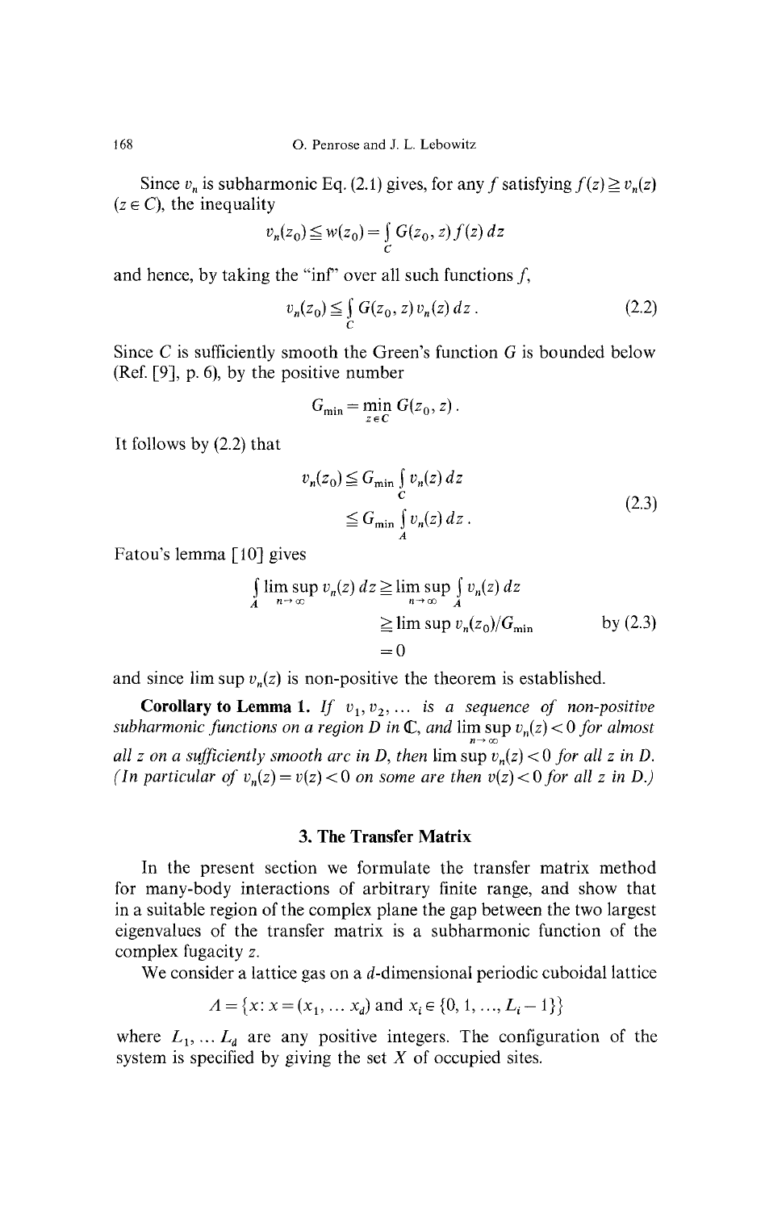Since $v_n$ is subharmonic Eq. (2.1) gives, for any $f$ satisfying $f(z) \geqq v_n(z)$ $(z \in C)$, the inequality

$$v_n(z_0) \leqq w(z_0) = \int_C G(z_0, z) f(z)\, dz$$

and hence, by taking the "inf" over all such functions $f$,

$$v_n(z_0) \leqq \int_C G(z_0, z)\, v_n(z)\, dz\,. \tag{2.2}$$

Since $C$ is sufficiently smooth the Green's function $G$ is bounded below (Ref. [9], p. 6), by the positive number

$$G_{\min} = \min_{z \in C} G(z_0, z)\,.$$

It follows by (2.2) that

$$\begin{aligned} v_n(z_0) &\leqq G_{\min} \int_C v_n(z)\, dz \\ &\leqq G_{\min} \int_A v_n(z)\, dz\,. \end{aligned} \tag{2.3}$$

Fatou's lemma [10] gives

$$\begin{aligned} \int_A \limsup_{n\to\infty} v_n(z)\, dz &\geqq \limsup_{n\to\infty} \int_A v_n(z)\, dz \\ &\geqq \limsup v_n(z_0)/G_{\min} \qquad \text{by (2.3)} \\ &= 0 \end{aligned}$$

and since $\limsup v_n(z)$ is non-positive the theorem is established.

**Corollary to Lemma 1.** *If $v_1, v_2, \ldots$ is a sequence of non-positive subharmonic functions on a region $D$ in $\mathbb{C}$, and $\limsup\limits_{n\to\infty} v_n(z) < 0$ for almost all $z$ on a sufficiently smooth arc in $D$, then $\limsup v_n(z) < 0$ for all $z$ in $D$. (In particular of $v_n(z) = v(z) < 0$ on some are then $v(z) < 0$ for all $z$ in $D$.)*

## 3. The Transfer Matrix

In the present section we formulate the transfer matrix method for many-body interactions of arbitrary finite range, and show that in a suitable region of the complex plane the gap between the two largest eigenvalues of the transfer matrix is a subharmonic function of the complex fugacity $z$.

We consider a lattice gas on a $d$-dimensional periodic cuboidal lattice

$$\Lambda = \{x : x = (x_1, \ldots x_d) \text{ and } x_i \in \{0, 1, \ldots, L_i - 1\}\}$$

where $L_1, \ldots L_d$ are any positive integers. The configuration of the system is specified by giving the set $X$ of occupied sites.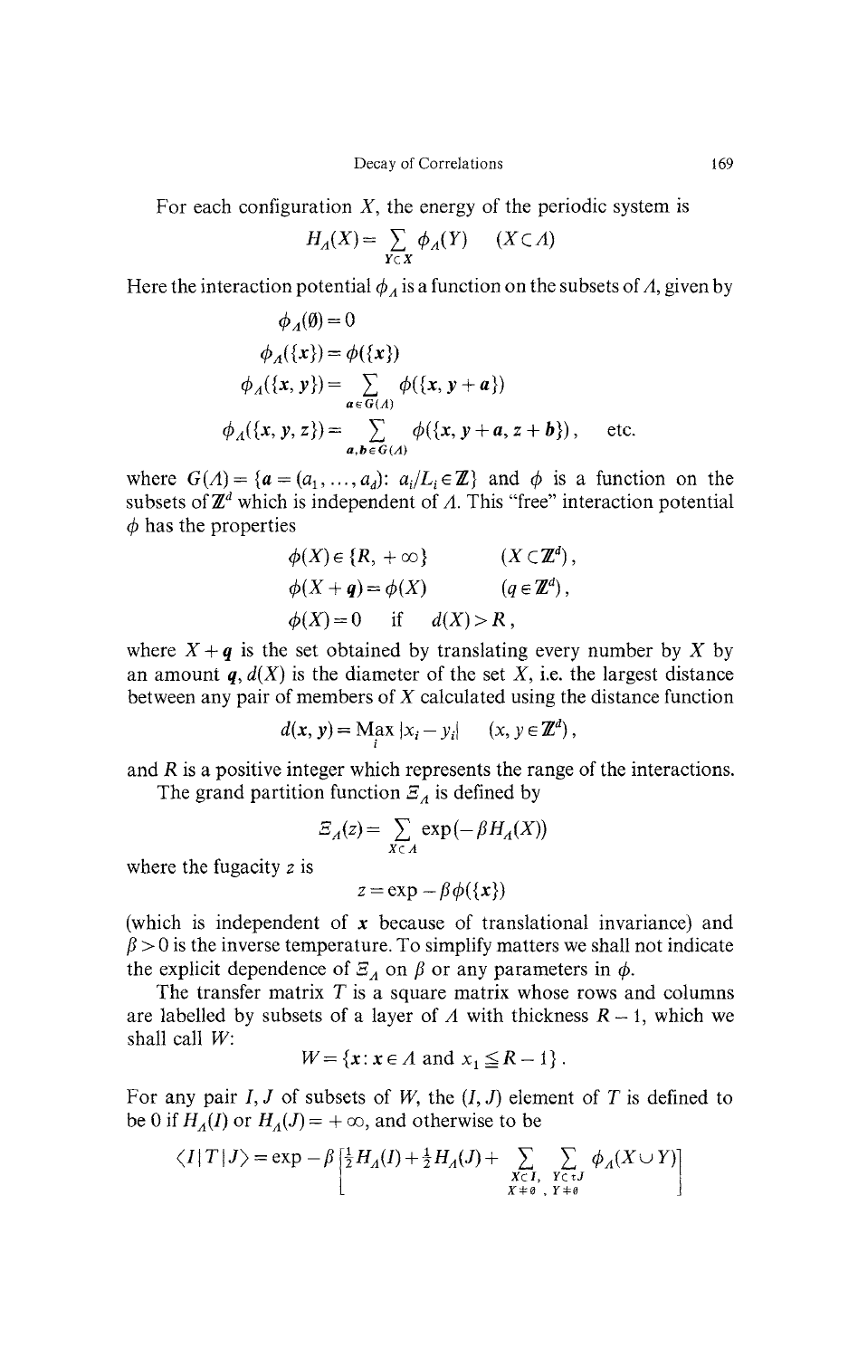For each configuration $X$, the energy of the periodic system is

$$H_\Lambda(X) = \sum_{Y \subset X} \phi_\Lambda(Y) \qquad (X \subset \Lambda)$$

Here the interaction potential $\phi_\Lambda$ is a function on the subsets of $\Lambda$, given by

$$\phi_\Lambda(\emptyset) = 0$$

$$\phi_\Lambda(\{x\}) = \phi(\{x\})$$

$$\phi_\Lambda(\{x, y\}) = \sum_{a \in G(\Lambda)} \phi(\{x, y + a\})$$

$$\phi_\Lambda(\{x, y, z\}) = \sum_{a, b \in G(\Lambda)} \phi(\{x, y + a, z + b\}), \qquad \text{etc.}$$

where $G(\Lambda) = \{a = (a_1, \ldots, a_d) : a_i/L_i \in \mathbb{Z}\}$ and $\phi$ is a function on the subsets of $\mathbb{Z}^d$ which is independent of $\Lambda$. This "free" interaction potential $\phi$ has the properties

$$\phi(X) \in \{R, +\infty\} \qquad (X \subset \mathbb{Z}^d),$$

$$\phi(X + q) = \phi(X) \qquad (q \in \mathbb{Z}^d),$$

$$\phi(X) = 0 \quad \text{if} \quad d(X) > R,$$

where $X + q$ is the set obtained by translating every number by $X$ by an amount $q$, $d(X)$ is the diameter of the set $X$, i.e. the largest distance between any pair of members of $X$ calculated using the distance function

$$d(x, y) = \operatorname*{Max}_i |x_i - y_i| \qquad (x, y \in \mathbb{Z}^d),$$

and $R$ is a positive integer which represents the range of the interactions.

The grand partition function $\Xi_\Lambda$ is defined by

$$\Xi_\Lambda(z) = \sum_{X \subset \Lambda} \exp(-\beta H_\Lambda(X))$$

where the fugacity $z$ is

$$z = \exp - \beta \phi(\{x\})$$

(which is independent of $x$ because of translational invariance) and $\beta > 0$ is the inverse temperature. To simplify matters we shall not indicate the explicit dependence of $\Xi_\Lambda$ on $\beta$ or any parameters in $\phi$.

The transfer matrix $T$ is a square matrix whose rows and columns are labelled by subsets of a layer of $\Lambda$ with thickness $R - 1$, which we shall call $W$:

$$W = \{x : x \in \Lambda \text{ and } x_1 \leqq R - 1\}.$$

For any pair $I, J$ of subsets of $W$, the $(I, J)$ element of $T$ is defined to be 0 if $H_\Lambda(I)$ or $H_\Lambda(J) = +\infty$, and otherwise to be

$$\langle I | T | J \rangle = \exp - \beta \left[ \tfrac{1}{2} H_\Lambda(I) + \tfrac{1}{2} H_\Lambda(J) + \sum_{\substack{X \subset I, \\ X \neq \emptyset}} \sum_{\substack{Y \subset \tau J \\ Y \neq \emptyset}} \phi_\Lambda(X \cup Y) \right]$$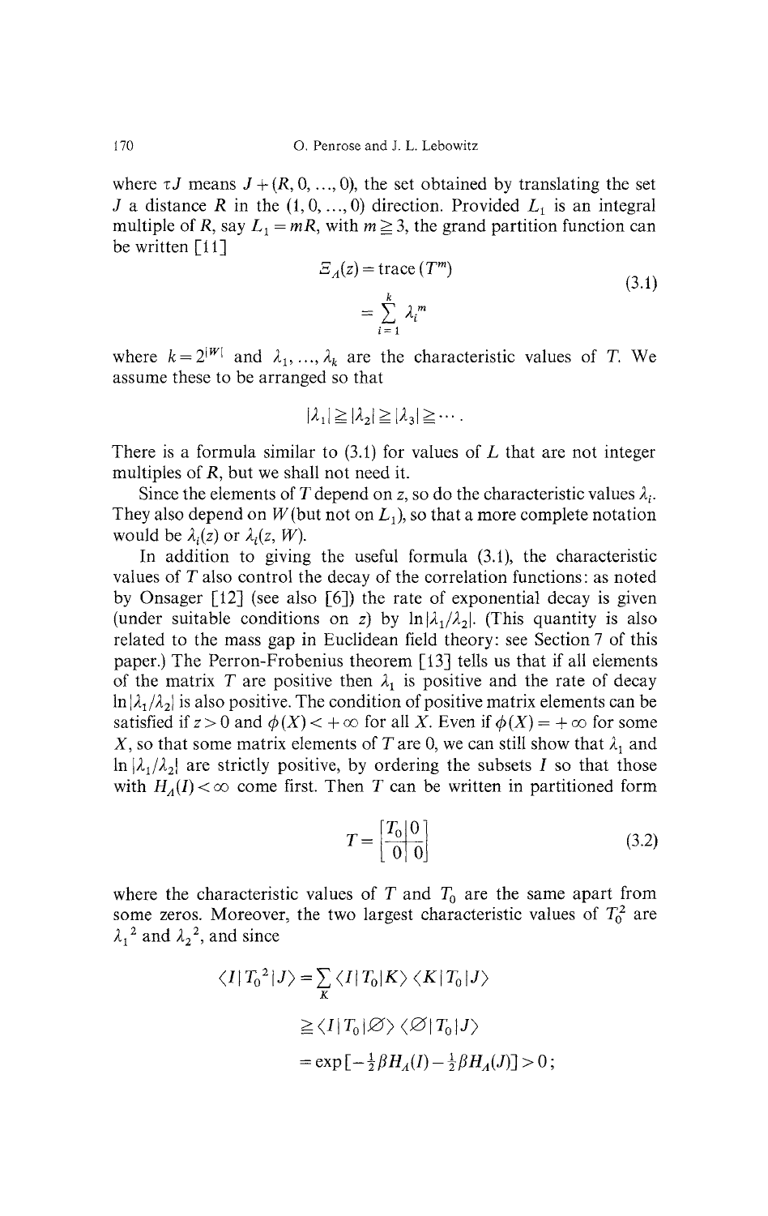where $\tau J$ means $J+(R,0,\ldots,0)$, the set obtained by translating the set $J$ a distance $R$ in the $(1,0,\ldots,0)$ direction. Provided $L_1$ is an integral multiple of $R$, say $L_1 = mR$, with $m \geqq 3$, the grand partition function can be written [11]

$$\Xi_A(z) = \operatorname{trace}(T^m) = \sum_{i=1}^{k} \lambda_i^m \tag{3.1}$$

where $k = 2^{|W|}$ and $\lambda_1, \ldots, \lambda_k$ are the characteristic values of $T$. We assume these to be arranged so that

$$|\lambda_1| \geqq |\lambda_2| \geqq |\lambda_3| \geqq \cdots.$$

There is a formula similar to (3.1) for values of $L$ that are not integer multiples of $R$, but we shall not need it.

Since the elements of $T$ depend on $z$, so do the characteristic values $\lambda_i$. They also depend on $W$ (but not on $L_1$), so that a more complete notation would be $\lambda_i(z)$ or $\lambda_i(z, W)$.

In addition to giving the useful formula (3.1), the characteristic values of $T$ also control the decay of the correlation functions: as noted by Onsager [12] (see also [6]) the rate of exponential decay is given (under suitable conditions on $z$) by $\ln|\lambda_1/\lambda_2|$. (This quantity is also related to the mass gap in Euclidean field theory: see Section 7 of this paper.) The Perron-Frobenius theorem [13] tells us that if all elements of the matrix $T$ are positive then $\lambda_1$ is positive and the rate of decay $\ln|\lambda_1/\lambda_2|$ is also positive. The condition of positive matrix elements can be satisfied if $z>0$ and $\phi(X) < +\infty$ for all $X$. Even if $\phi(X) = +\infty$ for some $X$, so that some matrix elements of $T$ are 0, we can still show that $\lambda_1$ and $\ln|\lambda_1/\lambda_2|$ are strictly positive, by ordering the subsets $I$ so that those with $H_A(I) < \infty$ come first. Then $T$ can be written in partitioned form

$$T = \left[\begin{array}{c|c} T_0 & 0 \\ \hline 0 & 0 \end{array}\right] \tag{3.2}$$

where the characteristic values of $T$ and $T_0$ are the same apart from some zeros. Moreover, the two largest characteristic values of $T_0^2$ are $\lambda_1{}^2$ and $\lambda_2{}^2$, and since

$$\begin{aligned}
\langle I|T_0{}^2|J\rangle &= \sum_K \langle I|T_0|K\rangle\langle K|T_0|J\rangle \\
&\geqq \langle I|T_0|\varnothing\rangle\langle\varnothing|T_0|J\rangle \\
&= \exp\left[-\tfrac{1}{2}\beta H_A(I) - \tfrac{1}{2}\beta H_A(J)\right] > 0;
\end{aligned}$$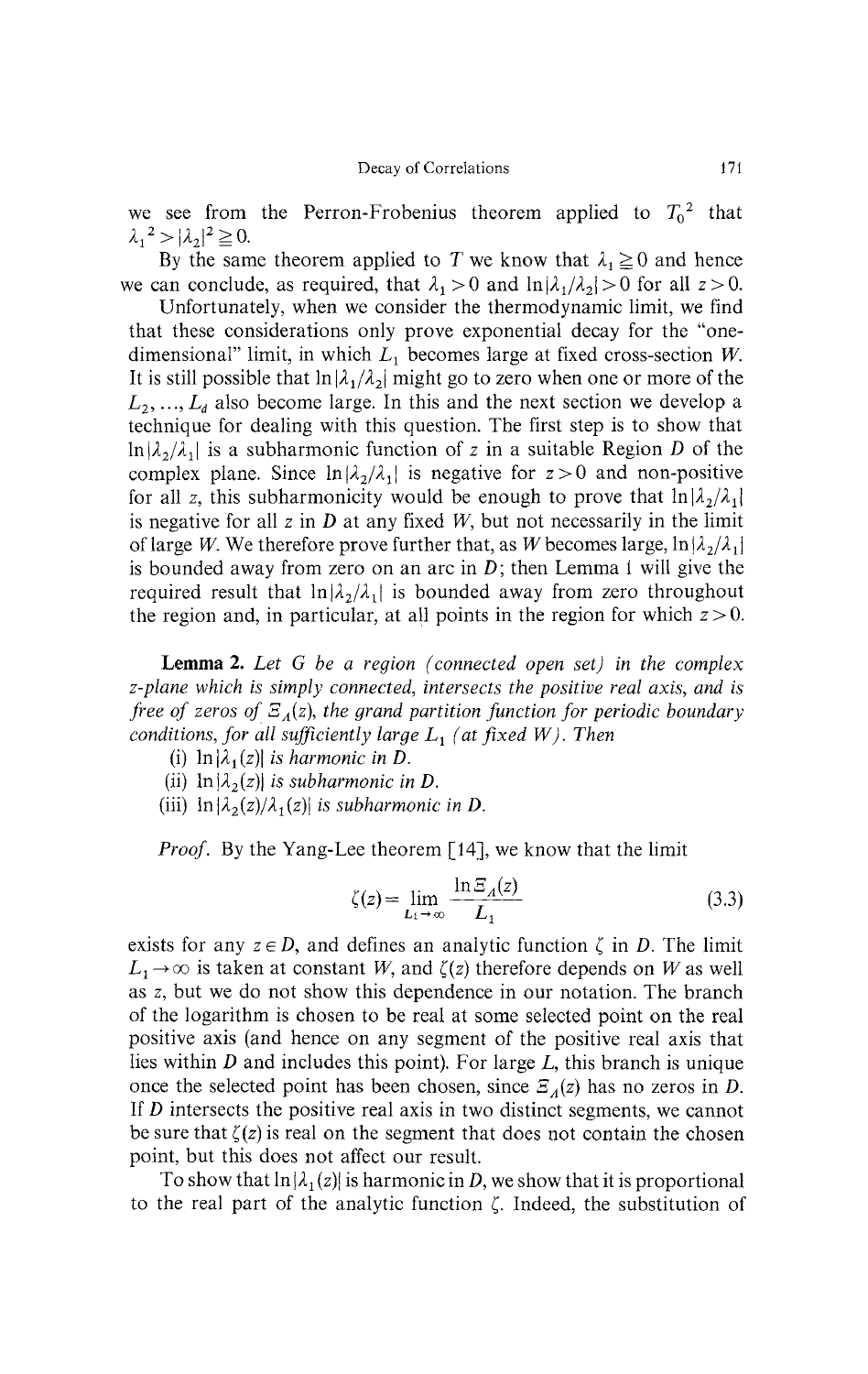we see from the Perron-Frobenius theorem applied to $T_0^2$ that $\lambda_1^2 > |\lambda_2|^2 \geqq 0$.

By the same theorem applied to $T$ we know that $\lambda_1 \geqq 0$ and hence we can conclude, as required, that $\lambda_1 > 0$ and $\ln|\lambda_1/\lambda_2| > 0$ for all $z > 0$.

Unfortunately, when we consider the thermodynamic limit, we find that these considerations only prove exponential decay for the "one-dimensional" limit, in which $L_1$ becomes large at fixed cross-section $W$. It is still possible that $\ln|\lambda_1/\lambda_2|$ might go to zero when one or more of the $L_2, \ldots, L_d$ also become large. In this and the next section we develop a technique for dealing with this question. The first step is to show that $\ln|\lambda_2/\lambda_1|$ is a subharmonic function of $z$ in a suitable Region $D$ of the complex plane. Since $\ln|\lambda_2/\lambda_1|$ is negative for $z > 0$ and non-positive for all $z$, this subharmonicity would be enough to prove that $\ln|\lambda_2/\lambda_1|$ is negative for all $z$ in $D$ at any fixed $W$, but not necessarily in the limit of large $W$. We therefore prove further that, as $W$ becomes large, $\ln|\lambda_2/\lambda_1|$ is bounded away from zero on an arc in $D$; then Lemma 1 will give the required result that $\ln|\lambda_2/\lambda_1|$ is bounded away from zero throughout the region and, in particular, at all points in the region for which $z > 0$.

**Lemma 2.** *Let $G$ be a region (connected open set) in the complex $z$-plane which is simply connected, intersects the positive real axis, and is free of zeros of $\Xi_A(z)$, the grand partition function for periodic boundary conditions, for all sufficiently large $L_1$ (at fixed $W$). Then*

(i) *$\ln|\lambda_1(z)|$ is harmonic in $D$.*

(ii) *$\ln|\lambda_2(z)|$ is subharmonic in $D$.*

(iii) *$\ln|\lambda_2(z)/\lambda_1(z)|$ is subharmonic in $D$.*

*Proof.* By the Yang-Lee theorem [14], we know that the limit

$$\zeta(z) = \lim_{L_1 \to \infty} \frac{\ln \Xi_A(z)}{L_1} \tag{3.3}$$

exists for any $z \in D$, and defines an analytic function $\zeta$ in $D$. The limit $L_1 \to \infty$ is taken at constant $W$, and $\zeta(z)$ therefore depends on $W$ as well as $z$, but we do not show this dependence in our notation. The branch of the logarithm is chosen to be real at some selected point on the real positive axis (and hence on any segment of the positive real axis that lies within $D$ and includes this point). For large $L$, this branch is unique once the selected point has been chosen, since $\Xi_A(z)$ has no zeros in $D$. If $D$ intersects the positive real axis in two distinct segments, we cannot be sure that $\zeta(z)$ is real on the segment that does not contain the chosen point, but this does not affect our result.

To show that $\ln|\lambda_1(z)|$ is harmonic in $D$, we show that it is proportional to the real part of the analytic function $\zeta$. Indeed, the substitution of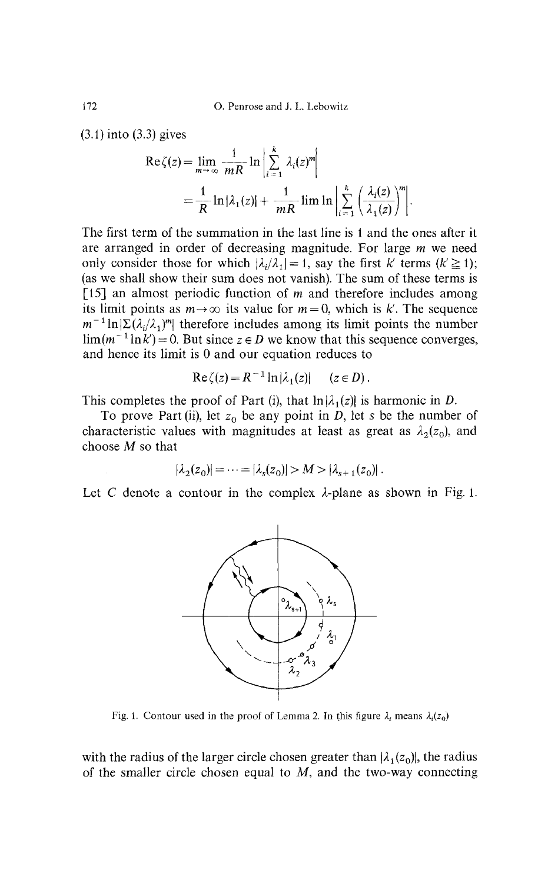(3.1) into (3.3) gives

$$\mathrm{Re}\,\zeta(z) = \lim_{m\to\infty} \frac{1}{mR} \ln \left| \sum_{i=1}^{k} \lambda_i(z)^m \right|$$

$$= \frac{1}{R} \ln|\lambda_1(z)| + \frac{1}{mR} \lim \ln \left| \sum_{i=1}^{k} \left( \frac{\lambda_i(z)}{\lambda_1(z)} \right)^m \right|.$$

The first term of the summation in the last line is 1 and the ones after it are arranged in order of decreasing magnitude. For large $m$ we need only consider those for which $|\lambda_i/\lambda_1| = 1$, say the first $k'$ terms ($k' \geqq 1$); (as we shall show their sum does not vanish). The sum of these terms is [15] an almost periodic function of $m$ and therefore includes among its limit points as $m \to \infty$ its value for $m = 0$, which is $k'$. The sequence $m^{-1} \ln |\Sigma(\lambda_i/\lambda_1)^m|$ therefore includes among its limit points the number $\lim(m^{-1} \ln k') = 0$. But since $z \in D$ we know that this sequence converges, and hence its limit is 0 and our equation reduces to

$$\mathrm{Re}\,\zeta(z) = R^{-1} \ln|\lambda_1(z)| \quad (z \in D).$$

This completes the proof of Part (i), that $\ln|\lambda_1(z)|$ is harmonic in $D$.

To prove Part (ii), let $z_0$ be any point in $D$, let $s$ be the number of characteristic values with magnitudes at least as great as $\lambda_2(z_0)$, and choose $M$ so that

$$|\lambda_2(z_0)| = \cdots = |\lambda_s(z_0)| > M > |\lambda_{s+1}(z_0)|.$$

Let $C$ denote a contour in the complex $\lambda$-plane as shown in Fig. 1.

Fig. 1. Contour used in the proof of Lemma 2. In this figure $\lambda_i$ means $\lambda_i(z_0)$

with the radius of the larger circle chosen greater than $|\lambda_1(z_0)|$, the radius of the smaller circle chosen equal to $M$, and the two-way connecting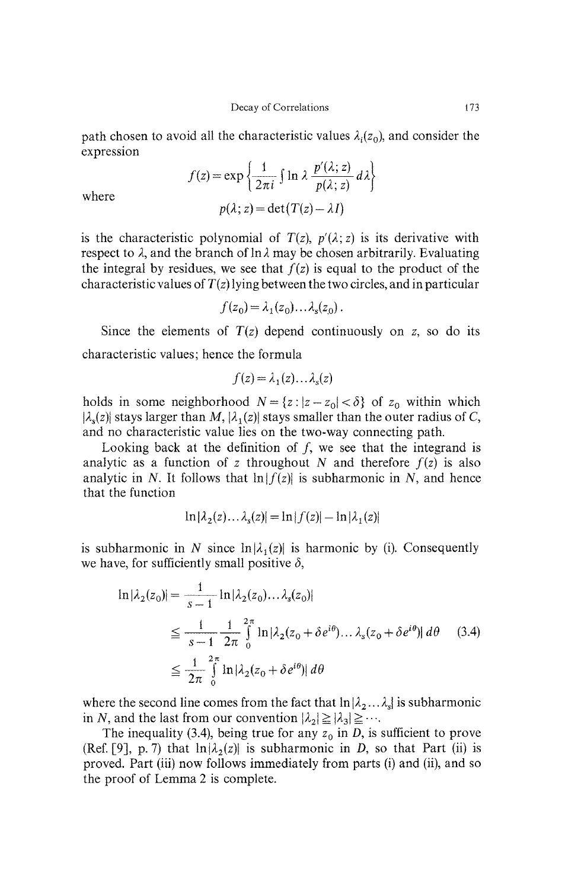path chosen to avoid all the characteristic values $\lambda_i(z_0)$, and consider the expression

$$f(z) = \exp\left\{\frac{1}{2\pi i}\int \ln\lambda \,\frac{p'(\lambda; z)}{p(\lambda; z)}\,d\lambda\right\}$$

where

$$p(\lambda; z) = \det(T(z) - \lambda I)$$

is the characteristic polynomial of $T(z)$, $p'(\lambda; z)$ is its derivative with respect to $\lambda$, and the branch of $\ln\lambda$ may be chosen arbitrarily. Evaluating the integral by residues, we see that $f(z)$ is equal to the product of the characteristic values of $T(z)$ lying between the two circles, and in particular

$$f(z_0) = \lambda_1(z_0)\ldots\lambda_s(z_0).$$

Since the elements of $T(z)$ depend continuously on $z$, so do its characteristic values; hence the formula

$$f(z) = \lambda_1(z)\ldots\lambda_s(z)$$

holds in some neighborhood $N = \{z : |z - z_0| < \delta\}$ of $z_0$ within which $|\lambda_s(z)|$ stays larger than $M$, $|\lambda_1(z)|$ stays smaller than the outer radius of $C$, and no characteristic value lies on the two-way connecting path.

Looking back at the definition of $f$, we see that the integrand is analytic as a function of $z$ throughout $N$ and therefore $f(z)$ is also analytic in $N$. It follows that $\ln|f(z)|$ is subharmonic in $N$, and hence that the function

$$\ln|\lambda_2(z)\ldots\lambda_s(z)| = \ln|f(z)| - \ln|\lambda_1(z)|$$

is subharmonic in $N$ since $\ln|\lambda_1(z)|$ is harmonic by (i). Consequently we have, for sufficiently small positive $\delta$,

$$\begin{aligned}
\ln|\lambda_2(z_0)| &= \frac{1}{s-1}\ln|\lambda_2(z_0)\ldots\lambda_s(z_0)| \\
&\leqq \frac{1}{s-1}\,\frac{1}{2\pi}\int_0^{2\pi}\ln|\lambda_2(z_0+\delta e^{i\theta})\ldots\lambda_s(z_0+\delta e^{i\theta})|\,d\theta \qquad (3.4)\\
&\leqq \frac{1}{2\pi}\int_0^{2\pi}\ln|\lambda_2(z_0+\delta e^{i\theta})|\,d\theta
\end{aligned}$$

where the second line comes from the fact that $\ln|\lambda_2\ldots\lambda_s|$ is subharmonic in $N$, and the last from our convention $|\lambda_2| \geqq |\lambda_3| \geqq \cdots$.

The inequality (3.4), being true for any $z_0$ in $D$, is sufficient to prove (Ref. [9], p. 7) that $\ln|\lambda_2(z)|$ is subharmonic in $D$, so that Part (ii) is proved. Part (iii) now follows immediately from parts (i) and (ii), and so the proof of Lemma 2 is complete.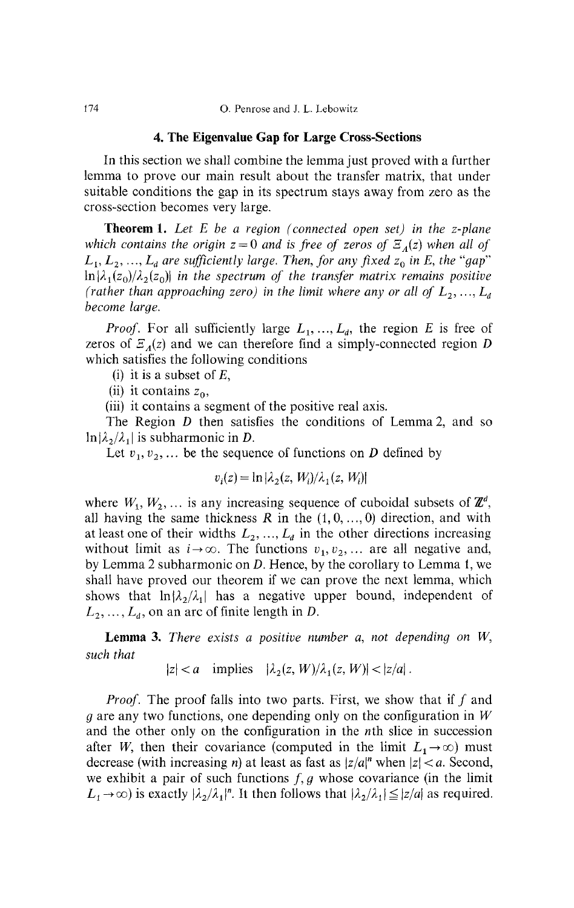## 4. The Eigenvalue Gap for Large Cross-Sections

In this section we shall combine the lemma just proved with a further lemma to prove our main result about the transfer matrix, that under suitable conditions the gap in its spectrum stays away from zero as the cross-section becomes very large.

**Theorem 1.** *Let $E$ be a region (connected open set) in the $z$-plane which contains the origin $z=0$ and is free of zeros of $\Xi_\Lambda(z)$ when all of $L_1, L_2, \ldots, L_d$ are sufficiently large. Then, for any fixed $z_0$ in $E$, the "gap" $\ln|\lambda_1(z_0)/\lambda_2(z_0)|$ in the spectrum of the transfer matrix remains positive (rather than approaching zero) in the limit where any or all of $L_2, \ldots, L_d$ become large.*

*Proof.* For all sufficiently large $L_1, \ldots, L_d$, the region $E$ is free of zeros of $\Xi_\Lambda(z)$ and we can therefore find a simply-connected region $D$ which satisfies the following conditions

(i) it is a subset of $E$,

(ii) it contains $z_0$,

(iii) it contains a segment of the positive real axis.

The Region $D$ then satisfies the conditions of Lemma 2, and so $\ln|\lambda_2/\lambda_1|$ is subharmonic in $D$.

Let $v_1, v_2, \ldots$ be the sequence of functions on $D$ defined by

$$v_i(z) = \ln|\lambda_2(z, W_i)/\lambda_1(z, W_i)|$$

where $W_1, W_2, \ldots$ is any increasing sequence of cuboidal subsets of $\mathbb{Z}^d$, all having the same thickness $R$ in the $(1, 0, \ldots, 0)$ direction, and with at least one of their widths $L_2, \ldots, L_d$ in the other directions increasing without limit as $i \to \infty$. The functions $v_1, v_2, \ldots$ are all negative and, by Lemma 2 subharmonic on $D$. Hence, by the corollary to Lemma 1, we shall have proved our theorem if we can prove the next lemma, which shows that $\ln|\lambda_2/\lambda_1|$ has a negative upper bound, independent of $L_2, \ldots, L_d$, on an arc of finite length in $D$.

**Lemma 3.** *There exists a positive number $a$, not depending on $W$, such that*

$$|z| < a \quad \text{implies} \quad |\lambda_2(z, W)/\lambda_1(z, W)| < |z/a|.$$

*Proof.* The proof falls into two parts. First, we show that if $f$ and $g$ are any two functions, one depending only on the configuration in $W$ and the other only on the configuration in the $n$th slice in succession after $W$, then their covariance (computed in the limit $L_1 \to \infty$) must decrease (with increasing $n$) at least as fast as $|z/a|^n$ when $|z| < a$. Second, we exhibit a pair of such functions $f, g$ whose covariance (in the limit $L_1 \to \infty$) is exactly $|\lambda_2/\lambda_1|^n$. It then follows that $|\lambda_2/\lambda_1| \leq |z/a|$ as required.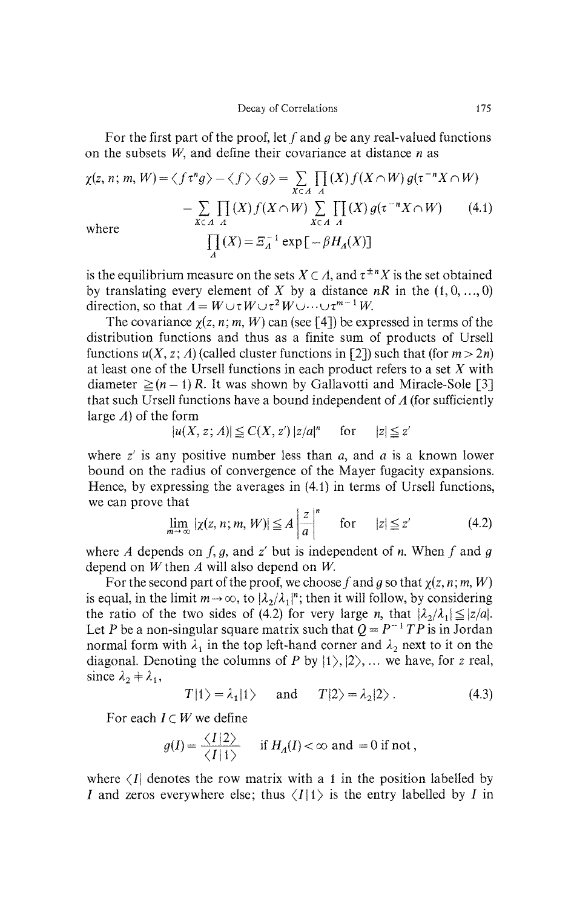For the first part of the proof, let $f$ and $g$ be any real-valued functions on the subsets $W$, and define their covariance at distance $n$ as

$$\chi(z, n; m, W) = \langle f \tau^n g \rangle - \langle f \rangle \langle g \rangle = \sum_{X \subset A} \prod_A (X) f(X \cap W) g(\tau^{-n} X \cap W)$$
$$- \sum_{X \subset A} \prod_A (X) f(X \cap W) \sum_{X \subset A} \prod_A (X) g(\tau^{-n} X \cap W) \qquad (4.1)$$

where

$$\prod_A (X) = \Xi_A^{-1} \exp[-\beta H_A(X)]$$

is the equilibrium measure on the sets $X \subset \Lambda$, and $\tau^{\pm n} X$ is the set obtained by translating every element of $X$ by a distance $nR$ in the $(1, 0, \ldots, 0)$ direction, so that $\Lambda = W \cup \tau W \cup \tau^2 W \cup \cdots \cup \tau^{m-1} W$.

The covariance $\chi(z, n; m, W)$ can (see [4]) be expressed in terms of the distribution functions and thus as a finite sum of products of Ursell functions $u(X, z; \Lambda)$ (called cluster functions in [2]) such that (for $m > 2n$) at least one of the Ursell functions in each product refers to a set $X$ with diameter $\geqq (n-1) R$. It was shown by Gallavotti and Miracle-Sole [3] that such Ursell functions have a bound independent of $\Lambda$ (for sufficiently large $\Lambda$) of the form

$$|u(X, z; \Lambda)| \leqq C(X, z') \, |z/a|^n \quad \text{for} \quad |z| \leqq z'$$

where $z'$ is any positive number less than $a$, and $a$ is a known lower bound on the radius of convergence of the Mayer fugacity expansions. Hence, by expressing the averages in (4.1) in terms of Ursell functions, we can prove that

$$\lim_{m \to \infty} |\chi(z, n; m, W)| \leqq A \left| \frac{z}{a} \right|^n \quad \text{for} \quad |z| \leqq z' \qquad (4.2)$$

where $A$ depends on $f$, $g$, and $z'$ but is independent of $n$. When $f$ and $g$ depend on $W$ then $A$ will also depend on $W$.

For the second part of the proof, we choose $f$ and $g$ so that $\chi(z, n; m, W)$ is equal, in the limit $m \to \infty$, to $|\lambda_2/\lambda_1|^n$; then it will follow, by considering the ratio of the two sides of (4.2) for very large $n$, that $|\lambda_2/\lambda_1| \leqq |z/a|$. Let $P$ be a non-singular square matrix such that $Q = P^{-1} T P$ is in Jordan normal form with $\lambda_1$ in the top left-hand corner and $\lambda_2$ next to it on the diagonal. Denoting the columns of $P$ by $|1\rangle, |2\rangle, \ldots$ we have, for $z$ real, since $\lambda_2 \neq \lambda_1$,

$$T|1\rangle = \lambda_1 |1\rangle \quad \text{and} \quad T|2\rangle = \lambda_2 |2\rangle. \qquad (4.3)$$

For each $I \subset W$ we define

$$g(I) = \frac{\langle I|2\rangle}{\langle I|1\rangle} \quad \text{if } H_A(I) < \infty \text{ and } = 0 \text{ if not},$$

where $\langle I|$ denotes the row matrix with a 1 in the position labelled by $I$ and zeros everywhere else; thus $\langle I|1\rangle$ is the entry labelled by $I$ in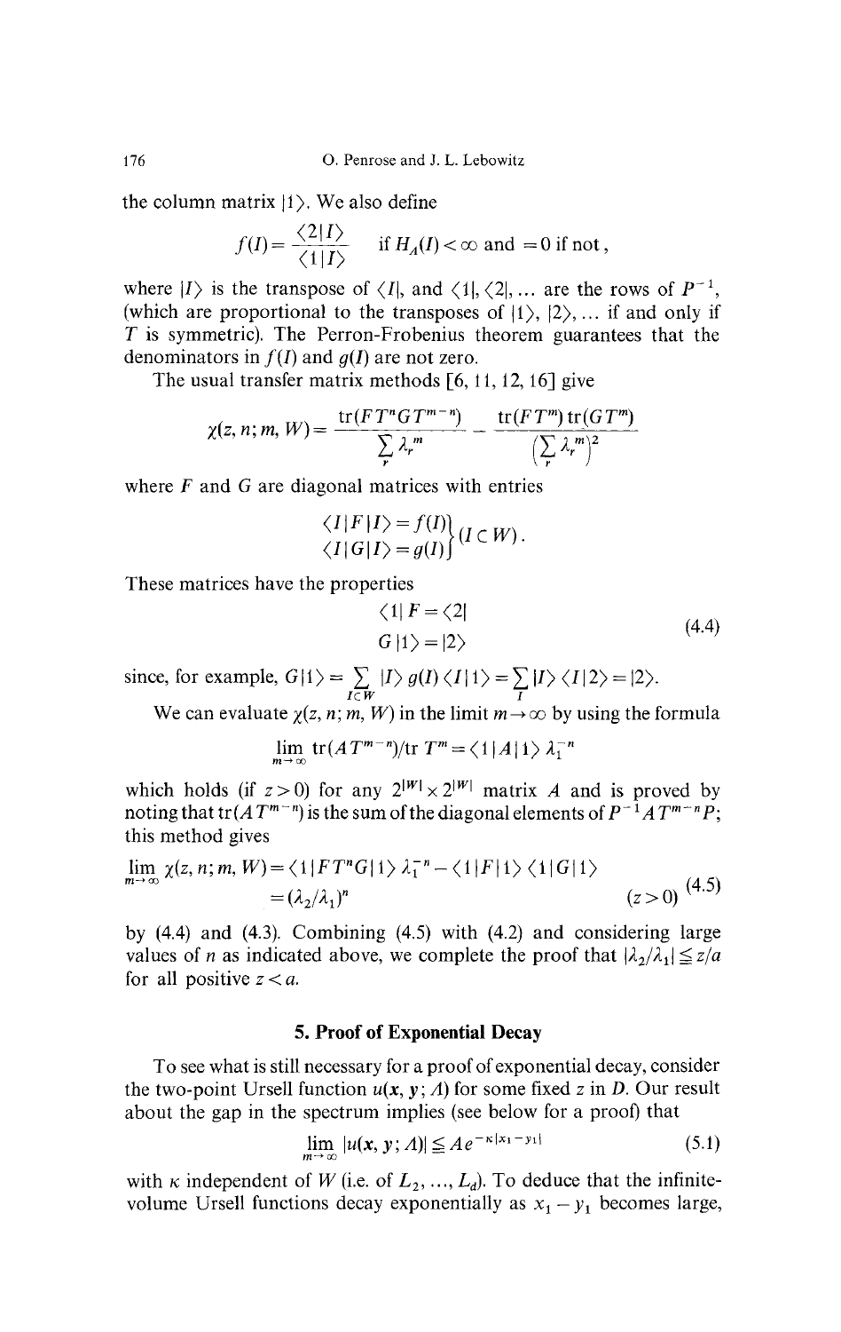the column matrix $|1\rangle$. We also define

$$f(I) = \frac{\langle 2|I\rangle}{\langle 1|I\rangle} \quad \text{if } H_\Lambda(I) < \infty \text{ and } = 0 \text{ if not},$$

where $|I\rangle$ is the transpose of $\langle I|$, and $\langle 1|, \langle 2|, \ldots$ are the rows of $P^{-1}$, (which are proportional to the transposes of $|1\rangle, |2\rangle, \ldots$ if and only if $T$ is symmetric). The Perron-Frobenius theorem guarantees that the denominators in $f(I)$ and $g(I)$ are not zero.

The usual transfer matrix methods [6, 11, 12, 16] give

$$\chi(z, n; m, W) = \frac{\operatorname{tr}(F T^n G T^{m-n})}{\sum_r \lambda_r^m} - \frac{\operatorname{tr}(F T^m)\operatorname{tr}(G T^m)}{\left(\sum_r \lambda_r^m\right)^2}$$

where $F$ and $G$ are diagonal matrices with entries

$$\left.\begin{aligned}\langle I|F|I\rangle &= f(I)\\ \langle I|G|I\rangle &= g(I)\end{aligned}\right\}(I \subset W).$$

These matrices have the properties

$$\begin{aligned}\langle 1|F &= \langle 2|\\ G|1\rangle &= |2\rangle\end{aligned} \tag{4.4}$$

since, for example, $G|1\rangle = \sum_{I \subset W} |I\rangle g(I) \langle I|1\rangle = \sum_I |I\rangle \langle I|2\rangle = |2\rangle$.

We can evaluate $\chi(z, n; m, W)$ in the limit $m \to \infty$ by using the formula

$$\lim_{m\to\infty} \operatorname{tr}(A T^{m-n})/\operatorname{tr} T^m = \langle 1|A|1\rangle \lambda_1^{-n}$$

which holds (if $z > 0$) for any $2^{|W|} \times 2^{|W|}$ matrix $A$ and is proved by noting that $\operatorname{tr}(A T^{m-n})$ is the sum of the diagonal elements of $P^{-1} A T^{m-n} P$; this method gives

$$\begin{aligned}\lim_{m\to\infty} \chi(z, n; m, W) &= \langle 1|F T^n G|1\rangle \lambda_1^{-n} - \langle 1|F|1\rangle \langle 1|G|1\rangle\\ &= (\lambda_2/\lambda_1)^n \qquad\qquad (z > 0)\end{aligned} \tag{4.5}$$

by (4.4) and (4.3). Combining (4.5) with (4.2) and considering large values of $n$ as indicated above, we complete the proof that $|\lambda_2/\lambda_1| \leqq z/a$ for all positive $z < a$.

## 5. Proof of Exponential Decay

To see what is still necessary for a proof of exponential decay, consider the two-point Ursell function $u(\mathbf{x}, \mathbf{y}; \Lambda)$ for some fixed $z$ in $D$. Our result about the gap in the spectrum implies (see below for a proof) that

$$\lim_{m\to\infty} |u(\mathbf{x}, \mathbf{y}; \Lambda)| \leqq A e^{-\kappa|x_1 - y_1|} \tag{5.1}$$

with $\kappa$ independent of $W$ (i.e. of $L_2, \ldots, L_d$). To deduce that the infinite-volume Ursell functions decay exponentially as $x_1 - y_1$ becomes large,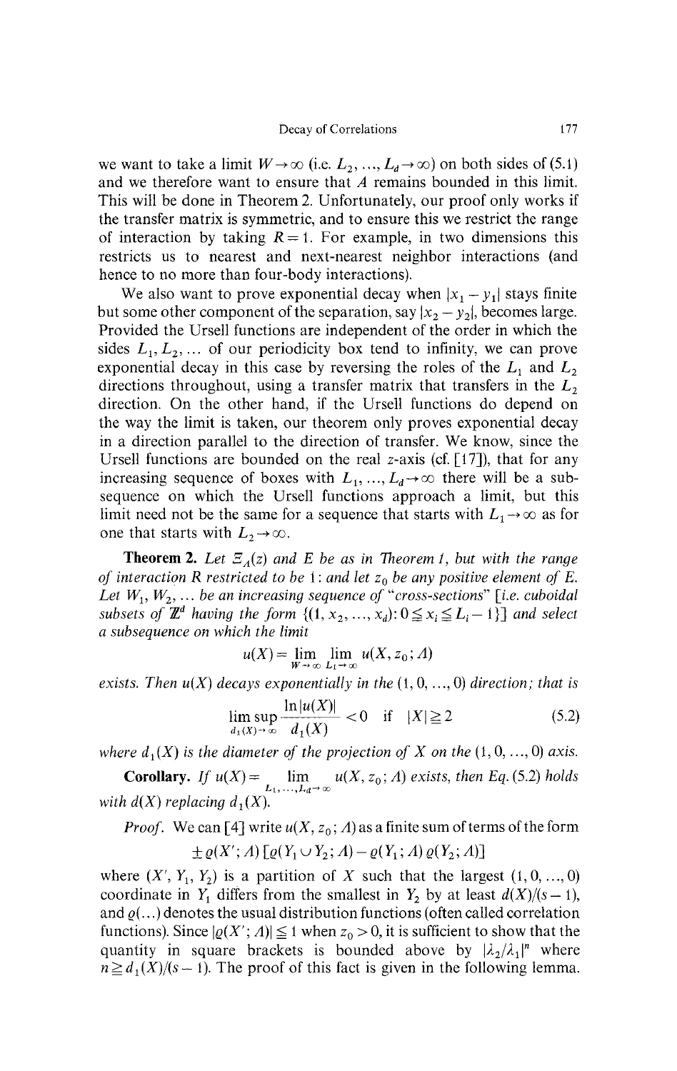we want to take a limit $W \to \infty$ (i.e. $L_2, \ldots, L_d \to \infty$) on both sides of (5.1) and we therefore want to ensure that $A$ remains bounded in this limit. This will be done in Theorem 2. Unfortunately, our proof only works if the transfer matrix is symmetric, and to ensure this we restrict the range of interaction by taking $R=1$. For example, in two dimensions this restricts us to nearest and next-nearest neighbor interactions (and hence to no more than four-body interactions).

We also want to prove exponential decay when $|x_1 - y_1|$ stays finite but some other component of the separation, say $|x_2 - y_2|$, becomes large. Provided the Ursell functions are independent of the order in which the sides $L_1, L_2, \ldots$ of our periodicity box tend to infinity, we can prove exponential decay in this case by reversing the roles of the $L_1$ and $L_2$ directions throughout, using a transfer matrix that transfers in the $L_2$ direction. On the other hand, if the Ursell functions do depend on the way the limit is taken, our theorem only proves exponential decay in a direction parallel to the direction of transfer. We know, since the Ursell functions are bounded on the real $z$-axis (cf. [17]), that for any increasing sequence of boxes with $L_1, \ldots, L_d \to \infty$ there will be a subsequence on which the Ursell functions approach a limit, but this limit need not be the same for a sequence that starts with $L_1 \to \infty$ as for one that starts with $L_2 \to \infty$.

**Theorem 2.** *Let $\Xi_\Lambda(z)$ and $E$ be as in Theorem 1, but with the range of interaction $R$ restricted to be 1: and let $z_0$ be any positive element of $E$. Let $W_1, W_2, \ldots$ be an increasing sequence of "cross-sections" [i.e. cuboidal subsets of $\mathbb{Z}^d$ having the form $\{(1, x_2, \ldots, x_d) : 0 \leqq x_i \leqq L_i - 1\}$] and select a subsequence on which the limit*

$$u(X) = \lim_{W \to \infty} \lim_{L_1 \to \infty} u(X, z_0; \Lambda)$$

*exists. Then $u(X)$ decays exponentially in the $(1, 0, \ldots, 0)$ direction; that is*

$$\limsup_{d_1(X) \to \infty} \frac{\ln |u(X)|}{d_1(X)} < 0 \quad \text{if} \quad |X| \geqq 2 \tag{5.2}$$

*where $d_1(X)$ is the diameter of the projection of $X$ on the $(1, 0, \ldots, 0)$ axis.*

**Corollary.** *If $u(X) = \lim_{L_1, \ldots, L_d \to \infty} u(X, z_0; \Lambda)$ exists, then Eq. (5.2) holds with $d(X)$ replacing $d_1(X)$.*

*Proof.* We can [4] write $u(X, z_0; \Lambda)$ as a finite sum of terms of the form

$$\pm \varrho(X'; \Lambda) \left[ \varrho(Y_1 \cup Y_2; \Lambda) - \varrho(Y_1; \Lambda) \varrho(Y_2; \Lambda) \right]$$

where $(X', Y_1, Y_2)$ is a partition of $X$ such that the largest $(1, 0, \ldots, 0)$ coordinate in $Y_1$ differs from the smallest in $Y_2$ by at least $d(X)/(s-1)$, and $\varrho(\ldots)$ denotes the usual distribution functions (often called correlation functions). Since $|\varrho(X'; \Lambda)| \leqq 1$ when $z_0 > 0$, it is sufficient to show that the quantity in square brackets is bounded above by $|\lambda_2/\lambda_1|^n$ where $n \geqq d_1(X)/(s-1)$. The proof of this fact is given in the following lemma.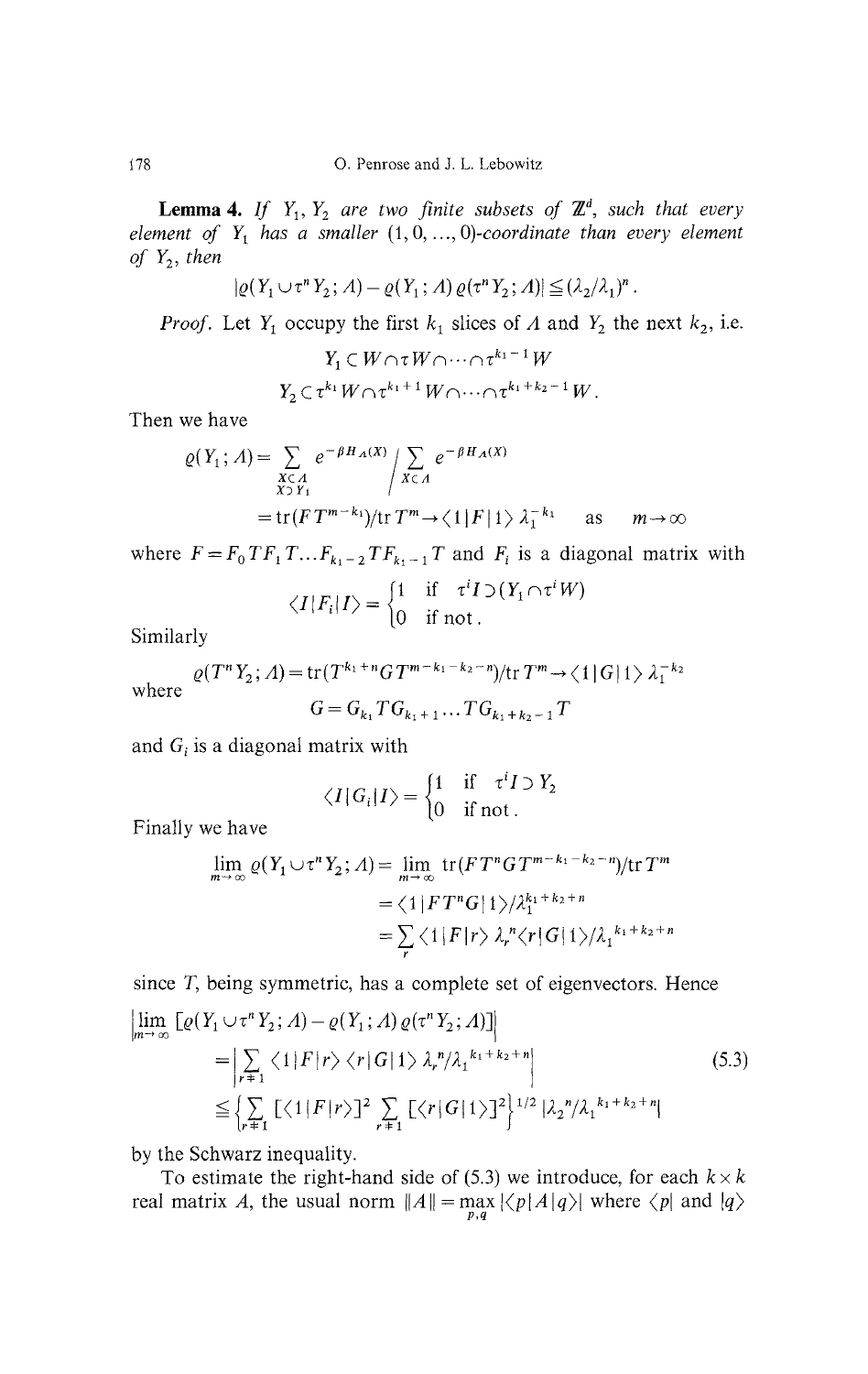**Lemma 4.** *If $Y_1, Y_2$ are two finite subsets of $\mathbb{Z}^d$, such that every element of $Y_1$ has a smaller $(1, 0, \ldots, 0)$-coordinate than every element of $Y_2$, then*

$$|\varrho(Y_1 \cup \tau^n Y_2; \Lambda) - \varrho(Y_1; \Lambda)\, \varrho(\tau^n Y_2; \Lambda)| \leqq (\lambda_2/\lambda_1)^n .$$

*Proof.* Let $Y_1$ occupy the first $k_1$ slices of $\Lambda$ and $Y_2$ the next $k_2$, i.e.

$$Y_1 \subset W \cap \tau W \cap \cdots \cap \tau^{k_1 - 1} W$$

$$Y_2 \subset \tau^{k_1} W \cap \tau^{k_1+1} W \cap \cdots \cap \tau^{k_1+k_2-1} W .$$

Then we have

$$\varrho(Y_1; \Lambda) = \sum_{\substack{X \subset \Lambda \\ X \supset Y_1}} e^{-\beta H_\Lambda(X)} \Big/ \sum_{X \subset \Lambda} e^{-\beta H_\Lambda(X)}$$

$$= \operatorname{tr}(F T^{m-k_1})/\operatorname{tr} T^m \to \langle 1 | F | 1 \rangle \, \lambda_1^{-k_1} \quad \text{as} \quad m \to \infty$$

where $F = F_0 T F_1 T \ldots F_{k_1-2} T F_{k_1-1} T$ and $F_i$ is a diagonal matrix with

$$\langle I | F_i | I \rangle = \begin{cases} 1 & \text{if} \quad \tau^i I \supset (Y_1 \cap \tau^i W) \\ 0 & \text{if not}. \end{cases}$$

Similarly

$$\varrho(T^n Y_2; \Lambda) = \operatorname{tr}(T^{k_1+n} G T^{m-k_1-k_2-n})/\operatorname{tr} T^m \to \langle 1 | G | 1 \rangle \, \lambda_1^{-k_2}$$

where

$$G = G_{k_1} T G_{k_1+1} \ldots T G_{k_1+k_2-1} T$$

and $G_i$ is a diagonal matrix with

$$\langle I | G_i | I \rangle = \begin{cases} 1 & \text{if} \quad \tau^i I \supset Y_2 \\ 0 & \text{if not}. \end{cases}$$

Finally we have

$$\lim_{m \to \infty} \varrho(Y_1 \cup \tau^n Y_2; \Lambda) = \lim_{m \to \infty} \operatorname{tr}(F T^n G T^{m-k_1-k_2-n})/\operatorname{tr} T^m$$

$$= \langle 1 | F T^n G | 1 \rangle / \lambda_1^{k_1+k_2+n}$$

$$= \sum_r \langle 1 | F | r \rangle \, \lambda_r^n \langle r | G | 1 \rangle / \lambda_1^{k_1+k_2+n}$$

since $T$, being symmetric, has a complete set of eigenvectors. Hence

$$\begin{aligned} &\Big|\lim_{m \to \infty} [\varrho(Y_1 \cup \tau^n Y_2; \Lambda) - \varrho(Y_1; \Lambda)\, \varrho(\tau^n Y_2; \Lambda)]\Big| \\ &\quad = \Big| \sum_{r \neq 1} \langle 1 | F | r \rangle \langle r | G | 1 \rangle \, \lambda_r^n / \lambda_1^{k_1+k_2+n} \Big| \\ &\quad \leqq \Big\{ \sum_{r \neq 1} [\langle 1 | F | r \rangle]^2 \sum_{r \neq 1} [\langle r | G | 1 \rangle]^2 \Big\}^{1/2} |\lambda_2^n / \lambda_1^{k_1+k_2+n}| \end{aligned} \tag{5.3}$$

by the Schwarz inequality.

To estimate the right-hand side of (5.3) we introduce, for each $k \times k$ real matrix $A$, the usual norm $\|A\| = \max_{p,q} |\langle p | A | q \rangle|$ where $\langle p|$ and $|q\rangle$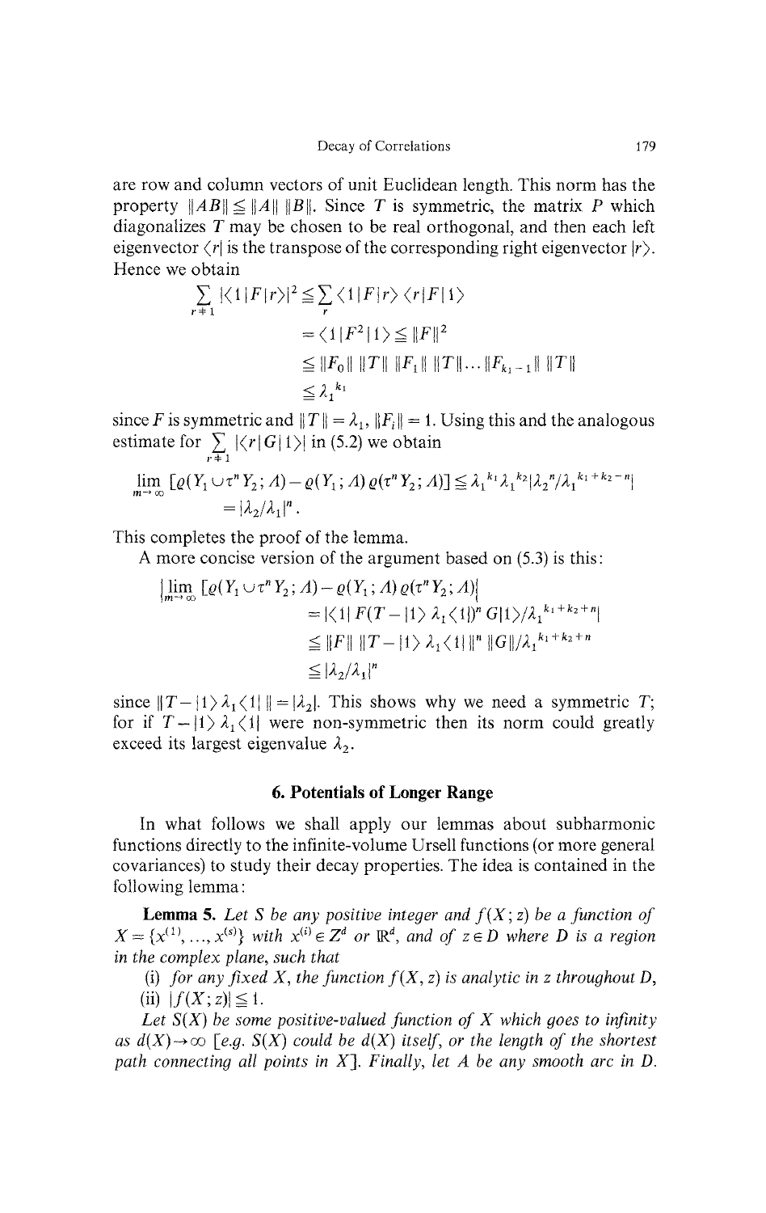are row and column vectors of unit Euclidean length. This norm has the property $\|AB\| \leqq \|A\| \, \|B\|$. Since $T$ is symmetric, the matrix $P$ which diagonalizes $T$ may be chosen to be real orthogonal, and then each left eigenvector $\langle r|$ is the transpose of the corresponding right eigenvector $|r\rangle$. Hence we obtain

$$
\begin{aligned}
\sum_{r \neq 1} |\langle 1|F|r\rangle|^2 &\leqq \sum_r \langle 1|F|r\rangle \langle r|F|1\rangle \\
&= \langle 1|F^2|1\rangle \leqq \|F\|^2 \\
&\leqq \|F_0\| \, \|T\| \, \|F_1\| \, \|T\| \ldots \|F_{k_1-1}\| \, \|T\| \\
&\leqq \lambda_1^{k_1}
\end{aligned}
$$

since $F$ is symmetric and $\|T\| = \lambda_1$, $\|F_i\| = 1$. Using this and the analogous estimate for $\sum_{r \neq 1} |\langle r|G|1\rangle|$ in (5.2) we obtain

$$
\begin{aligned}
\lim_{m \to \infty} [\varrho(Y_1 \cup \tau^n Y_2; \Lambda) - \varrho(Y_1; \Lambda)\, \varrho(\tau^n Y_2; \Lambda)] &\leqq \lambda_1^{k_1} \lambda_1^{k_2} |\lambda_2^n / \lambda_1^{k_1+k_2-n}| \\
&= |\lambda_2/\lambda_1|^n .
\end{aligned}
$$

This completes the proof of the lemma.

A more concise version of the argument based on (5.3) is this:

$$
\begin{aligned}
|\lim_{m \to \infty} [\varrho(Y_1 \cup \tau^n Y_2; \Lambda) - \varrho(Y_1; \Lambda)\, \varrho(\tau^n Y_2; \Lambda)]| &= |\langle 1|\, F(T - |1\rangle \lambda_1 \langle 1|)^n \, G|1\rangle / \lambda_1^{k_1+k_2+n}| \\
&\leqq \|F\| \, \|T - |1\rangle \lambda_1 \langle 1|\, \|^n \, \|G\| / \lambda_1^{k_1+k_2+n} \\
&\leqq |\lambda_2/\lambda_1|^n
\end{aligned}
$$

since $\|T - |1\rangle \lambda_1 \langle 1|\, \| = |\lambda_2|$. This shows why we need a symmetric $T$; for if $T - |1\rangle \lambda_1 \langle 1|$ were non-symmetric then its norm could greatly exceed its largest eigenvalue $\lambda_2$.

## 6. Potentials of Longer Range

In what follows we shall apply our lemmas about subharmonic functions directly to the infinite-volume Ursell functions (or more general covariances) to study their decay properties. The idea is contained in the following lemma:

**Lemma 5.** *Let $S$ be any positive integer and $f(X; z)$ be a function of $X = \{x^{(1)}, \ldots, x^{(s)}\}$ with $x^{(i)} \in Z^d$ or $\mathbb{R}^d$, and of $z \in D$ where $D$ is a region in the complex plane, such that*

(i) *for any fixed $X$, the function $f(X, z)$ is analytic in $z$ throughout $D$,*

(ii) $|f(X; z)| \leqq 1$.

*Let $S(X)$ be some positive-valued function of $X$ which goes to infinity as $d(X) \to \infty$ [e.g. $S(X)$ could be $d(X)$ itself, or the length of the shortest path connecting all points in $X$]. Finally, let $A$ be any smooth arc in $D$.*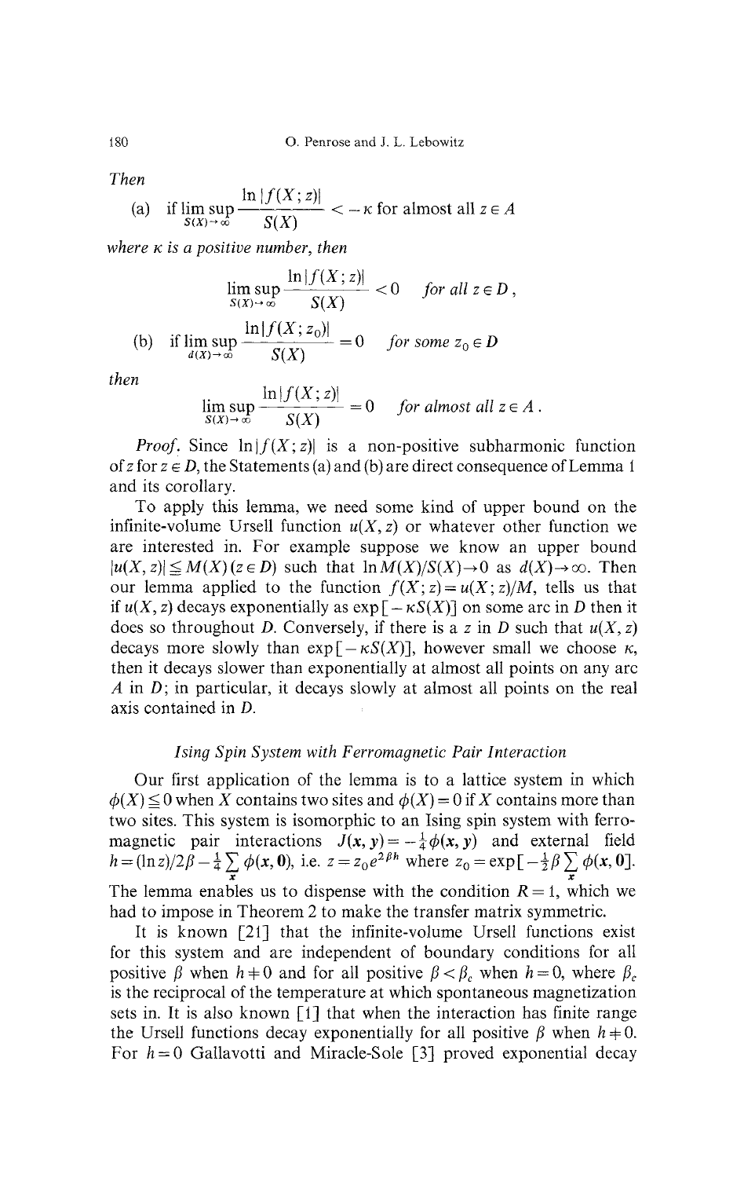*Then*

(a) if $\limsup_{S(X)\to\infty} \dfrac{\ln|f(X;z)|}{S(X)} < -\kappa$ for almost all $z \in A$

*where $\kappa$ is a positive number, then*

$$\limsup_{S(X)\to\infty} \frac{\ln|f(X;z)|}{S(X)} < 0 \quad \textit{for all } z \in D\,,$$

(b) if $\limsup_{d(X)\to\infty} \dfrac{\ln|f(X;z_0)|}{S(X)} = 0$ *for some* $z_0 \in D$

*then*

$$\limsup_{S(X)\to\infty} \frac{\ln|f(X;z)|}{S(X)} = 0 \quad \textit{for almost all } z \in A\,.$$

*Proof.* Since $\ln|f(X;z)|$ is a non-positive subharmonic function of $z$ for $z \in D$, the Statements (a) and (b) are direct consequence of Lemma 1 and its corollary.

To apply this lemma, we need some kind of upper bound on the infinite-volume Ursell function $u(X,z)$ or whatever other function we are interested in. For example suppose we know an upper bound $|u(X,z)| \leq M(X)\,(z \in D)$ such that $\ln M(X)/S(X) \to 0$ as $d(X) \to \infty$. Then our lemma applied to the function $f(X;z) = u(X;z)/M$, tells us that if $u(X,z)$ decays exponentially as $\exp[-\kappa S(X)]$ on some arc in $D$ then it does so throughout $D$. Conversely, if there is a $z$ in $D$ such that $u(X,z)$ decays more slowly than $\exp[-\kappa S(X)]$, however small we choose $\kappa$, then it decays slower than exponentially at almost all points on any arc $A$ in $D$; in particular, it decays slowly at almost all points on the real axis contained in $D$.

### *Ising Spin System with Ferromagnetic Pair Interaction*

Our first application of the lemma is to a lattice system in which $\phi(X) \leq 0$ when $X$ contains two sites and $\phi(X) = 0$ if $X$ contains more than two sites. This system is isomorphic to an Ising spin system with ferromagnetic pair interactions $J(\mathbf{x},\mathbf{y}) = -\frac{1}{4}\phi(\mathbf{x},\mathbf{y})$ and external field $h = (\ln z)/2\beta - \frac{1}{4}\sum_{\mathbf{x}} \phi(\mathbf{x},\mathbf{0})$, i.e. $z = z_0 e^{2\beta h}$ where $z_0 = \exp[-\frac{1}{2}\beta \sum_{\mathbf{x}} \phi(\mathbf{x},\mathbf{0})]$. The lemma enables us to dispense with the condition $R=1$, which we had to impose in Theorem 2 to make the transfer matrix symmetric.

It is known [21] that the infinite-volume Ursell functions exist for this system and are independent of boundary conditions for all positive $\beta$ when $h \neq 0$ and for all positive $\beta < \beta_c$ when $h = 0$, where $\beta_c$ is the reciprocal of the temperature at which spontaneous magnetization sets in. It is also known [1] that when the interaction has finite range the Ursell functions decay exponentially for all positive $\beta$ when $h \neq 0$. For $h = 0$ Gallavotti and Miracle-Sole [3] proved exponential decay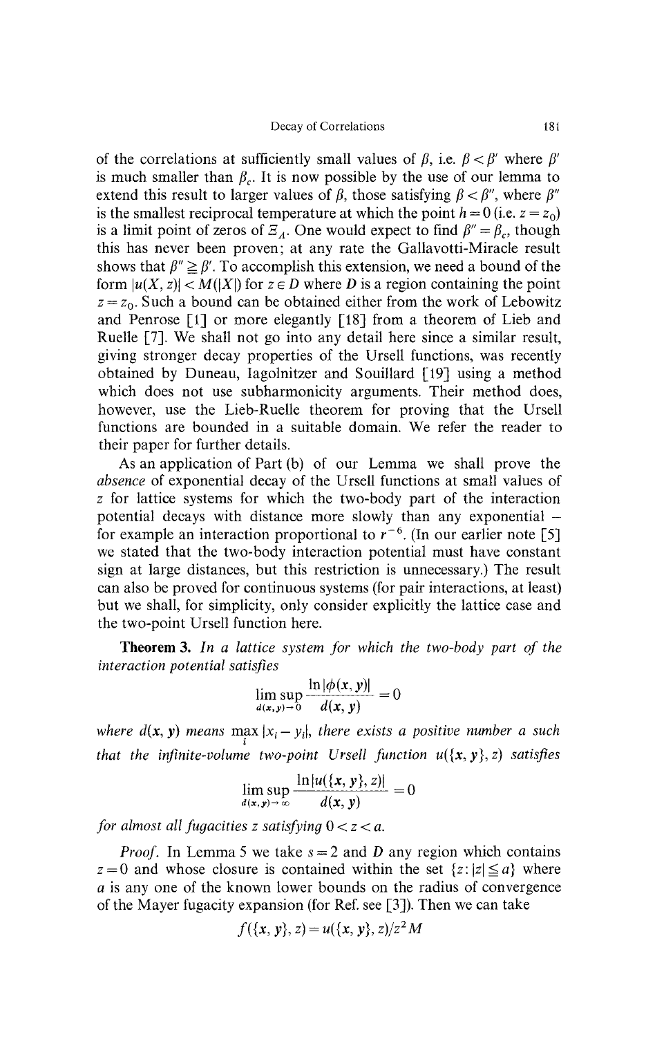of the correlations at sufficiently small values of $\beta$, i.e. $\beta < \beta'$ where $\beta'$ is much smaller than $\beta_c$. It is now possible by the use of our lemma to extend this result to larger values of $\beta$, those satisfying $\beta < \beta''$, where $\beta''$ is the smallest reciprocal temperature at which the point $h = 0$ (i.e. $z = z_0$) is a limit point of zeros of $\Xi_\Lambda$. One would expect to find $\beta'' = \beta_c$, though this has never been proven; at any rate the Gallavotti-Miracle result shows that $\beta'' \geqq \beta'$. To accomplish this extension, we need a bound of the form $|u(X, z)| < M(|X|)$ for $z \in D$ where $D$ is a region containing the point $z = z_0$. Such a bound can be obtained either from the work of Lebowitz and Penrose [1] or more elegantly [18] from a theorem of Lieb and Ruelle [7]. We shall not go into any detail here since a similar result, giving stronger decay properties of the Ursell functions, was recently obtained by Duneau, Iagolnitzer and Souillard [19] using a method which does not use subharmonicity arguments. Their method does, however, use the Lieb-Ruelle theorem for proving that the Ursell functions are bounded in a suitable domain. We refer the reader to their paper for further details.

As an application of Part (b) of our Lemma we shall prove the *absence* of exponential decay of the Ursell functions at small values of $z$ for lattice systems for which the two-body part of the interaction potential decays with distance more slowly than any exponential – for example an interaction proportional to $r^{-6}$. (In our earlier note [5] we stated that the two-body interaction potential must have constant sign at large distances, but this restriction is unnecessary.) The result can also be proved for continuous systems (for pair interactions, at least) but we shall, for simplicity, only consider explicitly the lattice case and the two-point Ursell function here.

**Theorem 3.** *In a lattice system for which the two-body part of the interaction potential satisfies*

$$\limsup_{d(\mathbf{x},\mathbf{y}) \to 0} \frac{\ln |\phi(\mathbf{x}, \mathbf{y})|}{d(\mathbf{x}, \mathbf{y})} = 0$$

*where $d(\mathbf{x}, \mathbf{y})$ means $\max_i |x_i - y_i|$, there exists a positive number $a$ such that the infinite-volume two-point Ursell function $u(\{\mathbf{x}, \mathbf{y}\}, z)$ satisfies*

$$\limsup_{d(\mathbf{x},\mathbf{y}) \to \infty} \frac{\ln |u(\{\mathbf{x}, \mathbf{y}\}, z)|}{d(\mathbf{x}, \mathbf{y})} = 0$$

*for almost all fugacities $z$ satisfying $0 < z < a$.*

*Proof.* In Lemma 5 we take $s = 2$ and $D$ any region which contains $z = 0$ and whose closure is contained within the set $\{z : |z| \leqq a\}$ where $a$ is any one of the known lower bounds on the radius of convergence of the Mayer fugacity expansion (for Ref. see [3]). Then we can take

$$f(\{\mathbf{x}, \mathbf{y}\}, z) = u(\{\mathbf{x}, \mathbf{y}\}, z)/z^2 M$$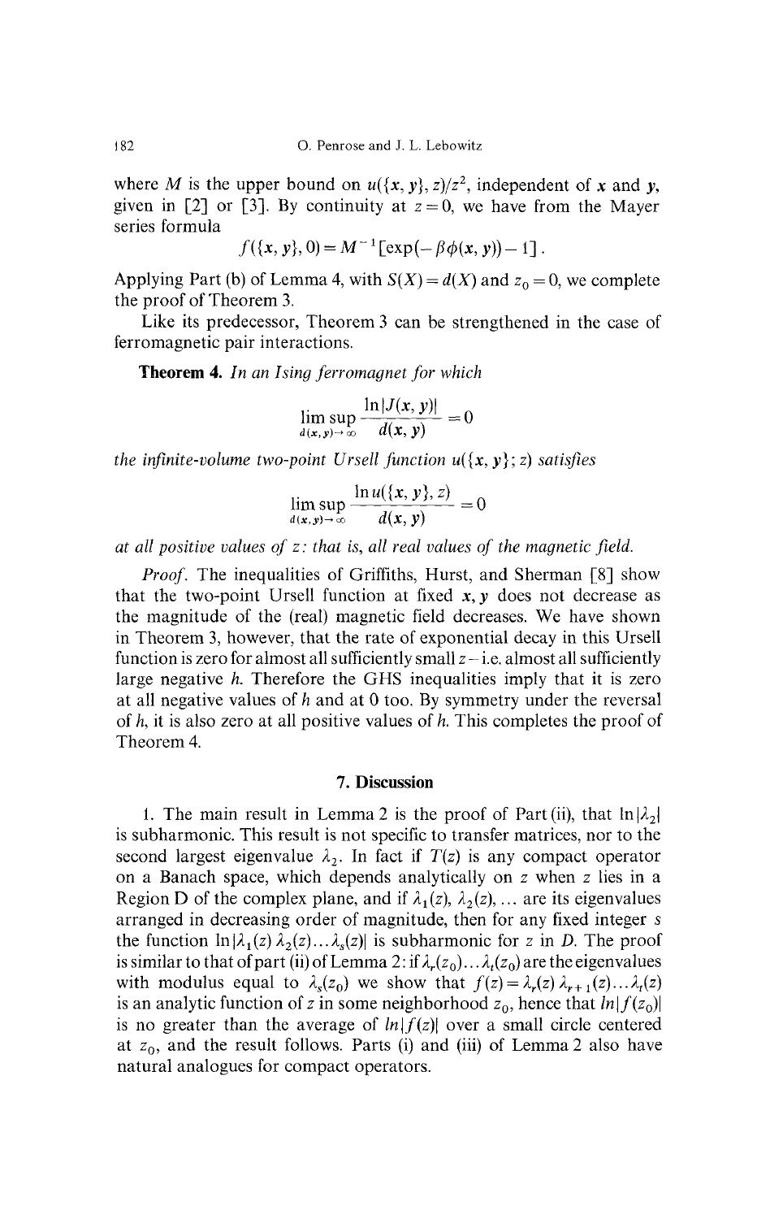where $M$ is the upper bound on $u(\{x, y\}, z)/z^2$, independent of $x$ and $y$, given in [2] or [3]. By continuity at $z=0$, we have from the Mayer series formula

$$f(\{x, y\}, 0) = M^{-1}[\exp(-\beta\phi(x, y)) - 1].$$

Applying Part (b) of Lemma 4, with $S(X) = d(X)$ and $z_0 = 0$, we complete the proof of Theorem 3.

Like its predecessor, Theorem 3 can be strengthened in the case of ferromagnetic pair interactions.

**Theorem 4.** *In an Ising ferromagnet for which*

$$\limsup_{d(x,y)\to\infty} \frac{\ln|J(x, y)|}{d(x, y)} = 0$$

*the infinite-volume two-point Ursell function $u(\{x, y\}; z)$ satisfies*

$$\limsup_{d(x,y)\to\infty} \frac{\ln u(\{x, y\}, z)}{d(x, y)} = 0$$

*at all positive values of $z$: that is, all real values of the magnetic field.*

*Proof.* The inequalities of Griffiths, Hurst, and Sherman [8] show that the two-point Ursell function at fixed $x, y$ does not decrease as the magnitude of the (real) magnetic field decreases. We have shown in Theorem 3, however, that the rate of exponential decay in this Ursell function is zero for almost all sufficiently small $z$ – i.e. almost all sufficiently large negative $h$. Therefore the GHS inequalities imply that it is zero at all negative values of $h$ and at 0 too. By symmetry under the reversal of $h$, it is also zero at all positive values of $h$. This completes the proof of Theorem 4.

## 7. Discussion

1. The main result in Lemma 2 is the proof of Part (ii), that $\ln|\lambda_2|$ is subharmonic. This result is not specific to transfer matrices, nor to the second largest eigenvalue $\lambda_2$. In fact if $T(z)$ is any compact operator on a Banach space, which depends analytically on $z$ when $z$ lies in a Region D of the complex plane, and if $\lambda_1(z)$, $\lambda_2(z)$, ... are its eigenvalues arranged in decreasing order of magnitude, then for any fixed integer $s$ the function $\ln|\lambda_1(z)\,\lambda_2(z)\ldots\lambda_s(z)|$ is subharmonic for $z$ in $D$. The proof is similar to that of part (ii) of Lemma 2: if $\lambda_r(z_0)\ldots\lambda_t(z_0)$ are the eigenvalues with modulus equal to $\lambda_s(z_0)$ we show that $f(z) = \lambda_r(z)\,\lambda_{r+1}(z)\ldots\lambda_t(z)$ is an analytic function of $z$ in some neighborhood $z_0$, hence that $\ln|f(z_0)|$ is no greater than the average of $\ln|f(z)|$ over a small circle centered at $z_0$, and the result follows. Parts (i) and (iii) of Lemma 2 also have natural analogues for compact operators.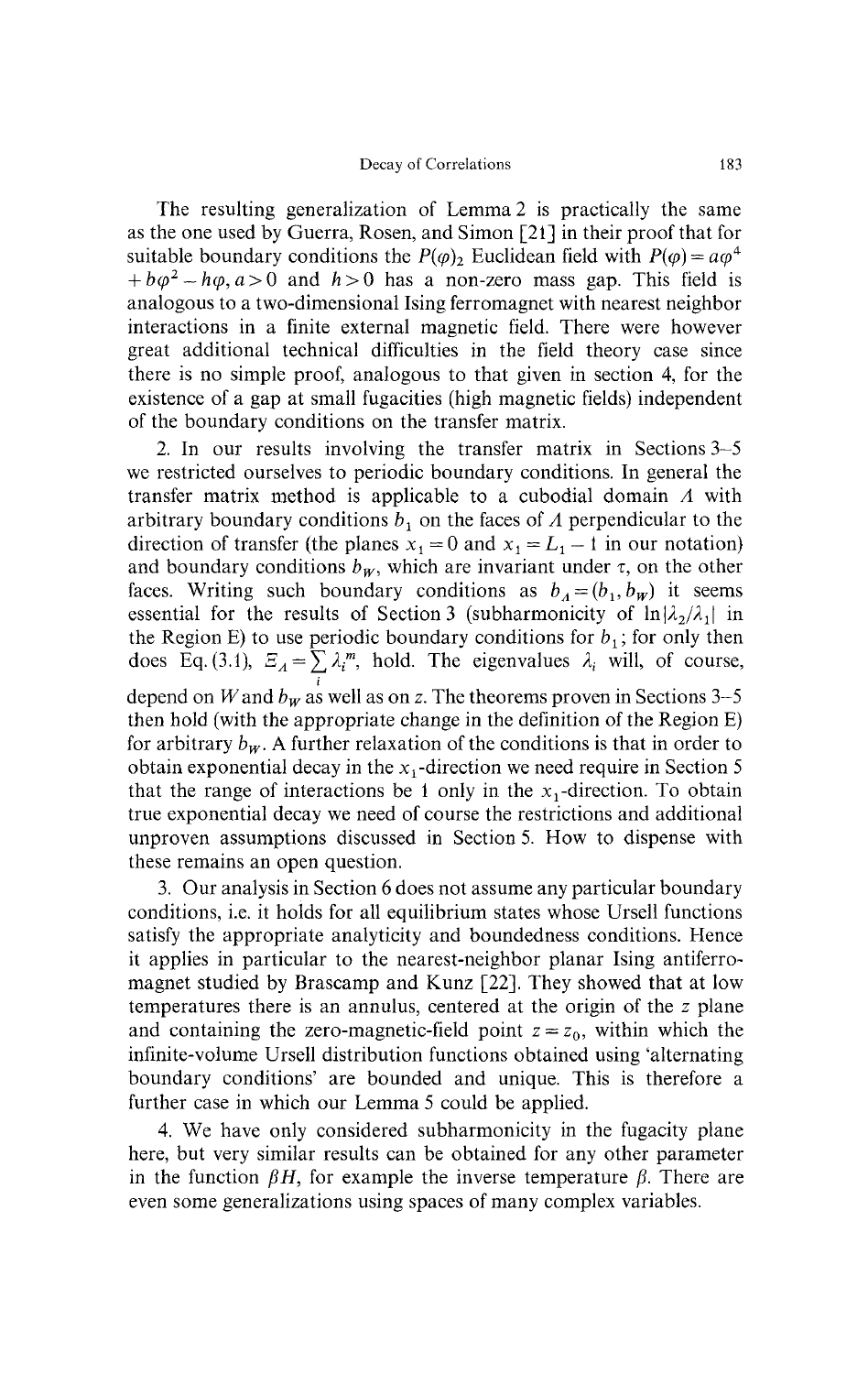The resulting generalization of Lemma 2 is practically the same as the one used by Guerra, Rosen, and Simon [21] in their proof that for suitable boundary conditions the $P(\varphi)_2$ Euclidean field with $P(\varphi) = a\varphi^4 + b\varphi^2 - h\varphi, a > 0$ and $h > 0$ has a non-zero mass gap. This field is analogous to a two-dimensional Ising ferromagnet with nearest neighbor interactions in a finite external magnetic field. There were however great additional technical difficulties in the field theory case since there is no simple proof, analogous to that given in section 4, for the existence of a gap at small fugacities (high magnetic fields) independent of the boundary conditions on the transfer matrix.

2. In our results involving the transfer matrix in Sections 3–5 we restricted ourselves to periodic boundary conditions. In general the transfer matrix method is applicable to a cubodial domain $\Lambda$ with arbitrary boundary conditions $b_1$ on the faces of $\Lambda$ perpendicular to the direction of transfer (the planes $x_1 = 0$ and $x_1 = L_1 - 1$ in our notation) and boundary conditions $b_W$, which are invariant under $\tau$, on the other faces. Writing such boundary conditions as $b_\Lambda = (b_1, b_W)$ it seems essential for the results of Section 3 (subharmonicity of $\ln|\lambda_2/\lambda_1|$ in the Region E) to use periodic boundary conditions for $b_1$; for only then does Eq. (3.1), $\Xi_\Lambda = \sum_i \lambda_i^m$, hold. The eigenvalues $\lambda_i$ will, of course, depend on $W$ and $b_W$ as well as on $z$. The theorems proven in Sections 3–5 then hold (with the appropriate change in the definition of the Region E) for arbitrary $b_W$. A further relaxation of the conditions is that in order to obtain exponential decay in the $x_1$-direction we need require in Section 5 that the range of interactions be 1 only in the $x_1$-direction. To obtain true exponential decay we need of course the restrictions and additional unproven assumptions discussed in Section 5. How to dispense with these remains an open question.

3. Our analysis in Section 6 does not assume any particular boundary conditions, i.e. it holds for all equilibrium states whose Ursell functions satisfy the appropriate analyticity and boundedness conditions. Hence it applies in particular to the nearest-neighbor planar Ising antiferromagnet studied by Brascamp and Kunz [22]. They showed that at low temperatures there is an annulus, centered at the origin of the $z$ plane and containing the zero-magnetic-field point $z = z_0$, within which the infinite-volume Ursell distribution functions obtained using 'alternating boundary conditions' are bounded and unique. This is therefore a further case in which our Lemma 5 could be applied.

4. We have only considered subharmonicity in the fugacity plane here, but very similar results can be obtained for any other parameter in the function $\beta H$, for example the inverse temperature $\beta$. There are even some generalizations using spaces of many complex variables.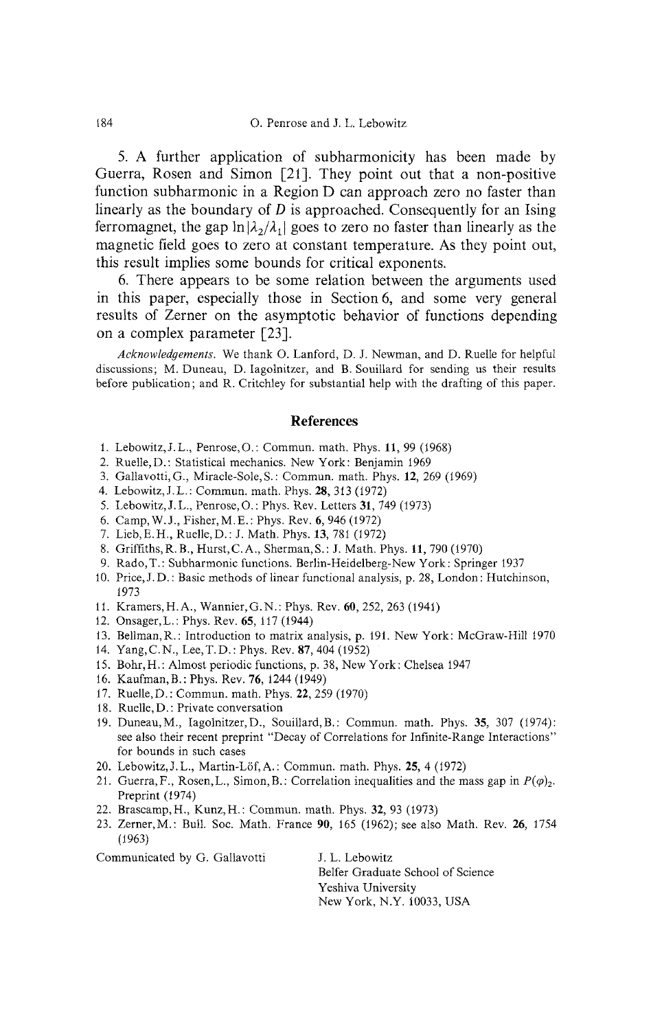5. A further application of subharmonicity has been made by Guerra, Rosen and Simon [21]. They point out that a non-positive function subharmonic in a Region D can approach zero no faster than linearly as the boundary of $D$ is approached. Consequently for an Ising ferromagnet, the gap $\ln|\lambda_2/\lambda_1|$ goes to zero no faster than linearly as the magnetic field goes to zero at constant temperature. As they point out, this result implies some bounds for critical exponents.

6. There appears to be some relation between the arguments used in this paper, especially those in Section 6, and some very general results of Zerner on the asymptotic behavior of functions depending on a complex parameter [23].

*Acknowledgements.* We thank O. Lanford, D. J. Newman, and D. Ruelle for helpful discussions; M. Duneau, D. Iagolnitzer, and B. Souillard for sending us their results before publication; and R. Critchley for substantial help with the drafting of this paper.

## References

1. Lebowitz, J. L., Penrose, O.: Commun. math. Phys. **11**, 99 (1968)
2. Ruelle, D.: Statistical mechanics. New York: Benjamin 1969
3. Gallavotti, G., Miracle-Sole, S.: Commun. math. Phys. **12**, 269 (1969)
4. Lebowitz, J. L.: Commun. math. Phys. **28**, 313 (1972)
5. Lebowitz, J. L., Penrose, O.: Phys. Rev. Letters **31**, 749 (1973)
6. Camp, W. J., Fisher, M. E.: Phys. Rev. **6**, 946 (1972)
7. Lieb, E. H., Ruelle, D.: J. Math. Phys. **13**, 781 (1972)
8. Griffiths, R. B., Hurst, C. A., Sherman, S.: J. Math. Phys. **11**, 790 (1970)
9. Rado, T.: Subharmonic functions. Berlin-Heidelberg-New York: Springer 1937
10. Price, J. D.: Basic methods of linear functional analysis, p. 28, London: Hutchinson, 1973
11. Kramers, H. A., Wannier, G. N.: Phys. Rev. **60**, 252, 263 (1941)
12. Onsager, L.: Phys. Rev. **65**, 117 (1944)
13. Bellman, R.: Introduction to matrix analysis, p. 191. New York: McGraw-Hill 1970
14. Yang, C. N., Lee, T. D.: Phys. Rev. **87**, 404 (1952)
15. Bohr, H.: Almost periodic functions, p. 38, New York: Chelsea 1947
16. Kaufman, B.: Phys. Rev. **76**, 1244 (1949)
17. Ruelle, D.: Commun. math. Phys. **22**, 259 (1970)
18. Ruelle, D.: Private conversation
19. Duneau, M., Iagolnitzer, D., Souillard, B.: Commun. math. Phys. **35**, 307 (1974): see also their recent preprint "Decay of Correlations for Infinite-Range Interactions" for bounds in such cases
20. Lebowitz, J. L., Martin-Löf, A.: Commun. math. Phys. **25**, 4 (1972)
21. Guerra, F., Rosen, L., Simon, B.: Correlation inequalities and the mass gap in $P(\varphi)_2$. Preprint (1974)
22. Brascamp, H., Kunz, H.: Commun. math. Phys. **32**, 93 (1973)
23. Zerner, M.: Bull. Soc. Math. France **90**, 165 (1962); see also Math. Rev. **26**, 1754 (1963)

Communicated by G. Gallavotti

J. L. Lebowitz
Belfer Graduate School of Science
Yeshiva University
New York, N.Y. 10033, USA